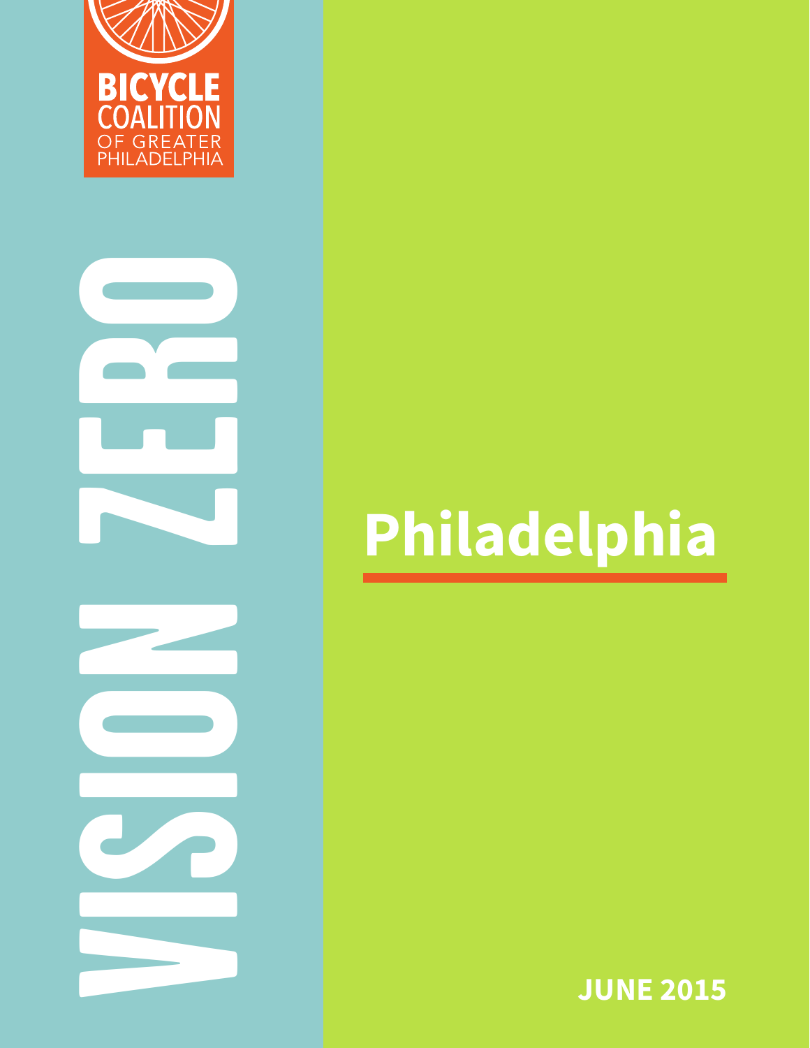BICYCLE COALITION OF GREATER PHILADELPHIA

# VISION ZERO

# Philadelphia

JUNE 2015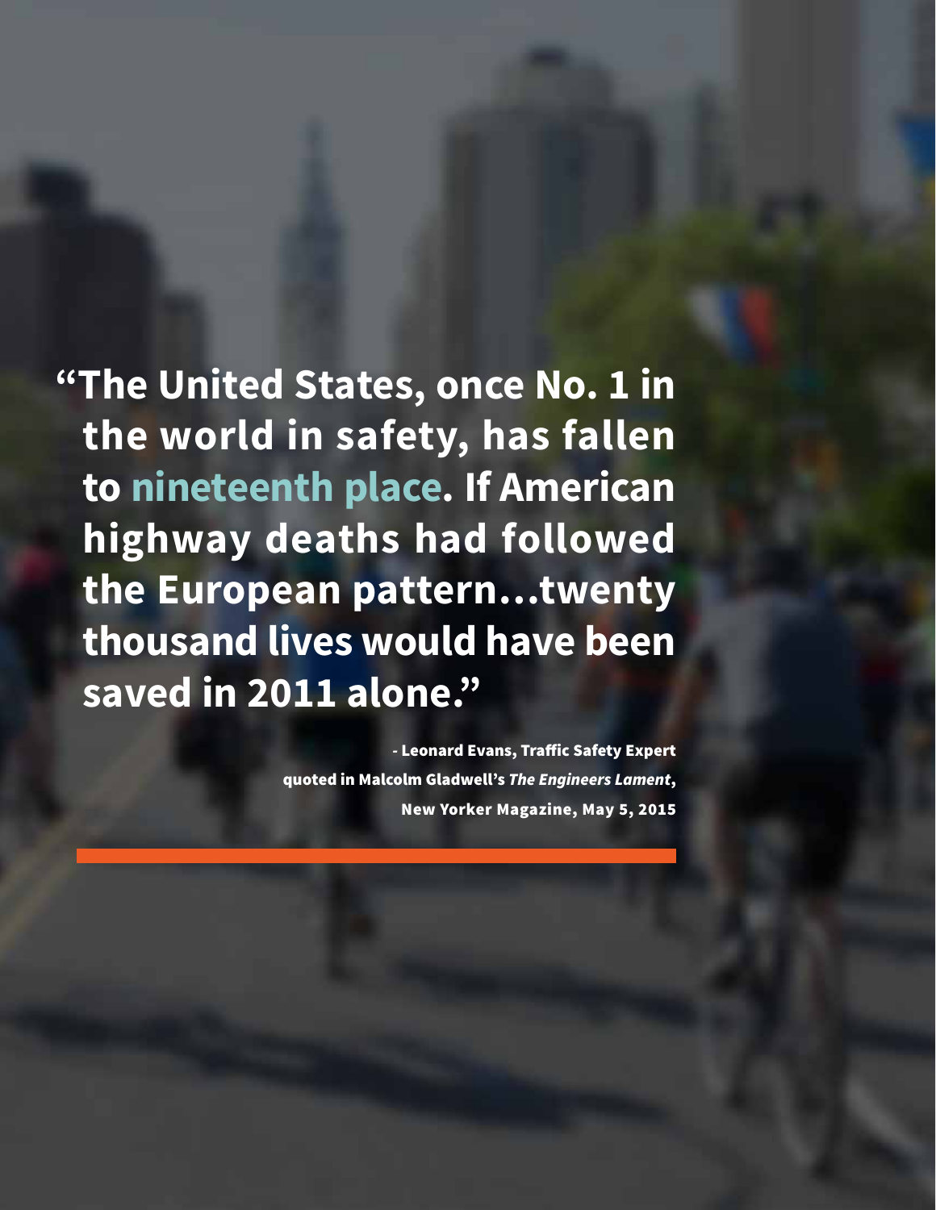**"The United States, once No. 1 in the world in safety, has fallen to nineteenth place. If American highway deaths had followed the European pattern…twenty thousand lives would have been saved in 2011 alone."**

**- Leonard Evans, Traffic Safety Expert**
**quoted in Malcolm Gladwell's *The Engineers Lament*,**
**New Yorker Magazine, May 5, 2015**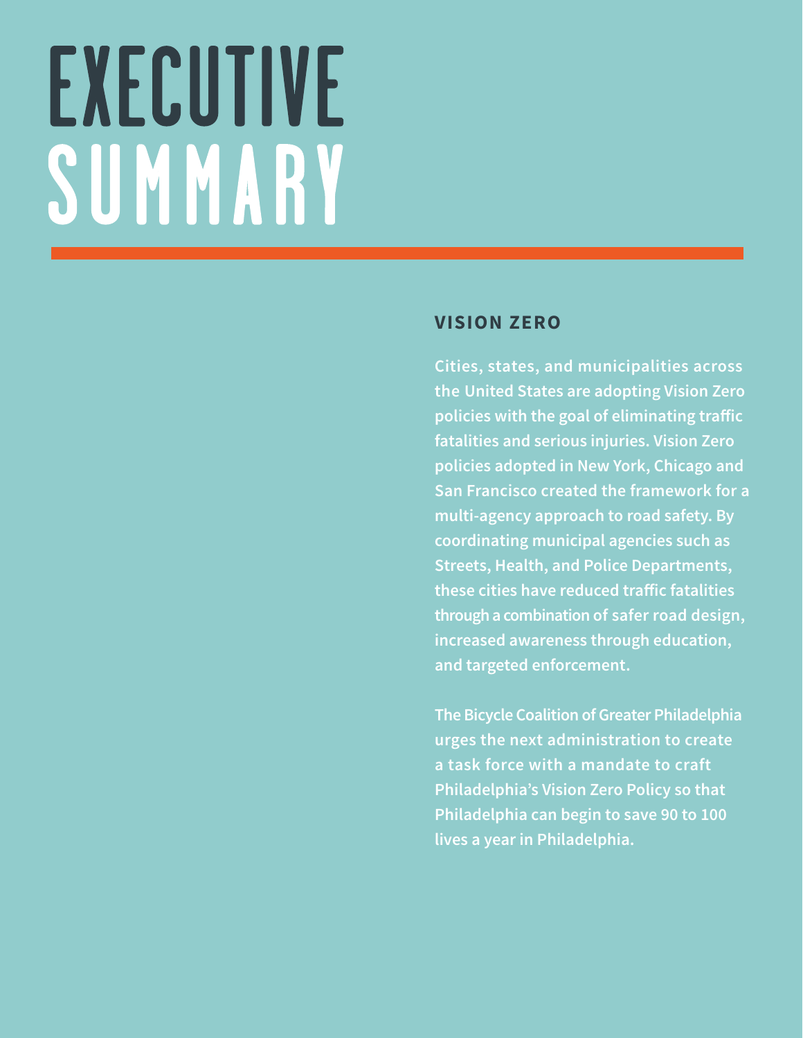# EXECUTIVE SUMMARY

## VISION ZERO

**Cities, states, and municipalities across the United States are adopting Vision Zero policies with the goal of eliminating traffic fatalities and serious injuries. Vision Zero policies adopted in New York, Chicago and San Francisco created the framework for a multi-agency approach to road safety. By coordinating municipal agencies such as Streets, Health, and Police Departments, these cities have reduced traffic fatalities through a combination of safer road design, increased awareness through education, and targeted enforcement.**

**The Bicycle Coalition of Greater Philadelphia urges the next administration to create a task force with a mandate to craft Philadelphia's Vision Zero Policy so that Philadelphia can begin to save 90 to 100 lives a year in Philadelphia.**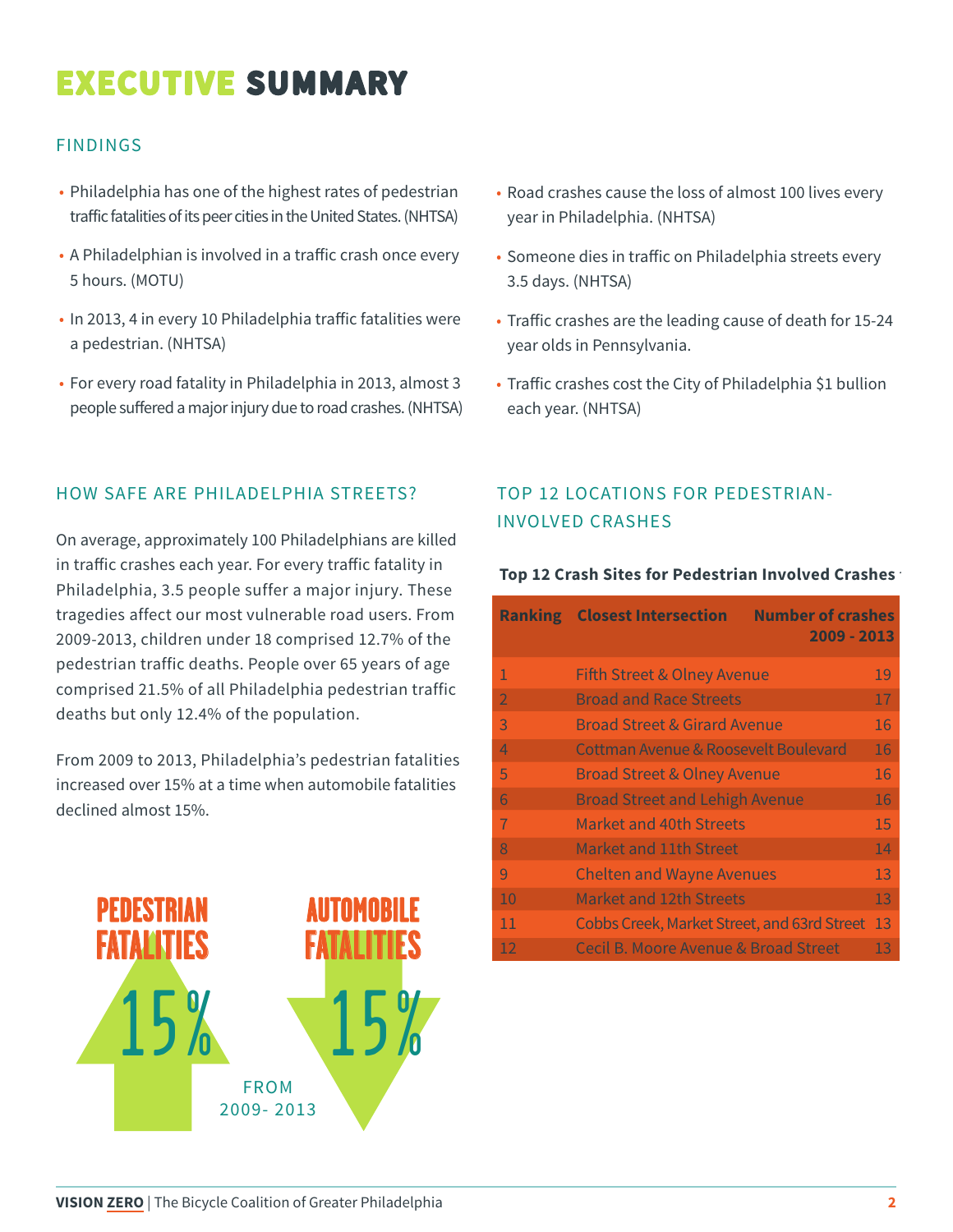# EXECUTIVE SUMMARY

## FINDINGS

- Philadelphia has one of the highest rates of pedestrian traffic fatalities of its peer cities in the United States. (NHTSA)
- A Philadelphian is involved in a traffic crash once every 5 hours. (MOTU)
- In 2013, 4 in every 10 Philadelphia traffic fatalities were a pedestrian. (NHTSA)
- For every road fatality in Philadelphia in 2013, almost 3 people suffered a major injury due to road crashes. (NHTSA)
- Road crashes cause the loss of almost 100 lives every year in Philadelphia. (NHTSA)
- Someone dies in traffic on Philadelphia streets every 3.5 days. (NHTSA)
- Traffic crashes are the leading cause of death for 15-24 year olds in Pennsylvania.
- Traffic crashes cost the City of Philadelphia $1 bullion each year. (NHTSA)

## HOW SAFE ARE PHILADELPHIA STREETS?

On average, approximately 100 Philadelphians are killed in traffic crashes each year. For every traffic fatality in Philadelphia, 3.5 people suffer a major injury. These tragedies affect our most vulnerable road users. From 2009-2013, children under 18 comprised 12.7% of the pedestrian traffic deaths. People over 65 years of age comprised 21.5% of all Philadelphia pedestrian traffic deaths but only 12.4% of the population.

From 2009 to 2013, Philadelphia's pedestrian fatalities increased over 15% at a time when automobile fatalities declined almost 15%.

PEDESTRIAN FATALITIES 15% (up) | AUTOMOBILE FATALITIES 15% (down)

FROM 2009- 2013

## TOP 12 LOCATIONS FOR PEDESTRIAN-INVOLVED CRASHES

**Top 12 Crash Sites for Pedestrian Involved Crashes**

| Ranking | Closest Intersection | Number of crashes 2009 - 2013 |
|---|---|---|
| 1 | Fifth Street & Olney Avenue | 19 |
| 2 | Broad and Race Streets | 17 |
| 3 | Broad Street & Girard Avenue | 16 |
| 4 | Cottman Avenue & Roosevelt Boulevard | 16 |
| 5 | Broad Street & Olney Avenue | 16 |
| 6 | Broad Street and Lehigh Avenue | 16 |
| 7 | Market and 40th Streets | 15 |
| 8 | Market and 11th Street | 14 |
| 9 | Chelten and Wayne Avenues | 13 |
| 10 | Market and 12th Streets | 13 |
| 11 | Cobbs Creek, Market Street, and 63rd Street | 13 |
| 12 | Cecil B. Moore Avenue & Broad Street | 13 |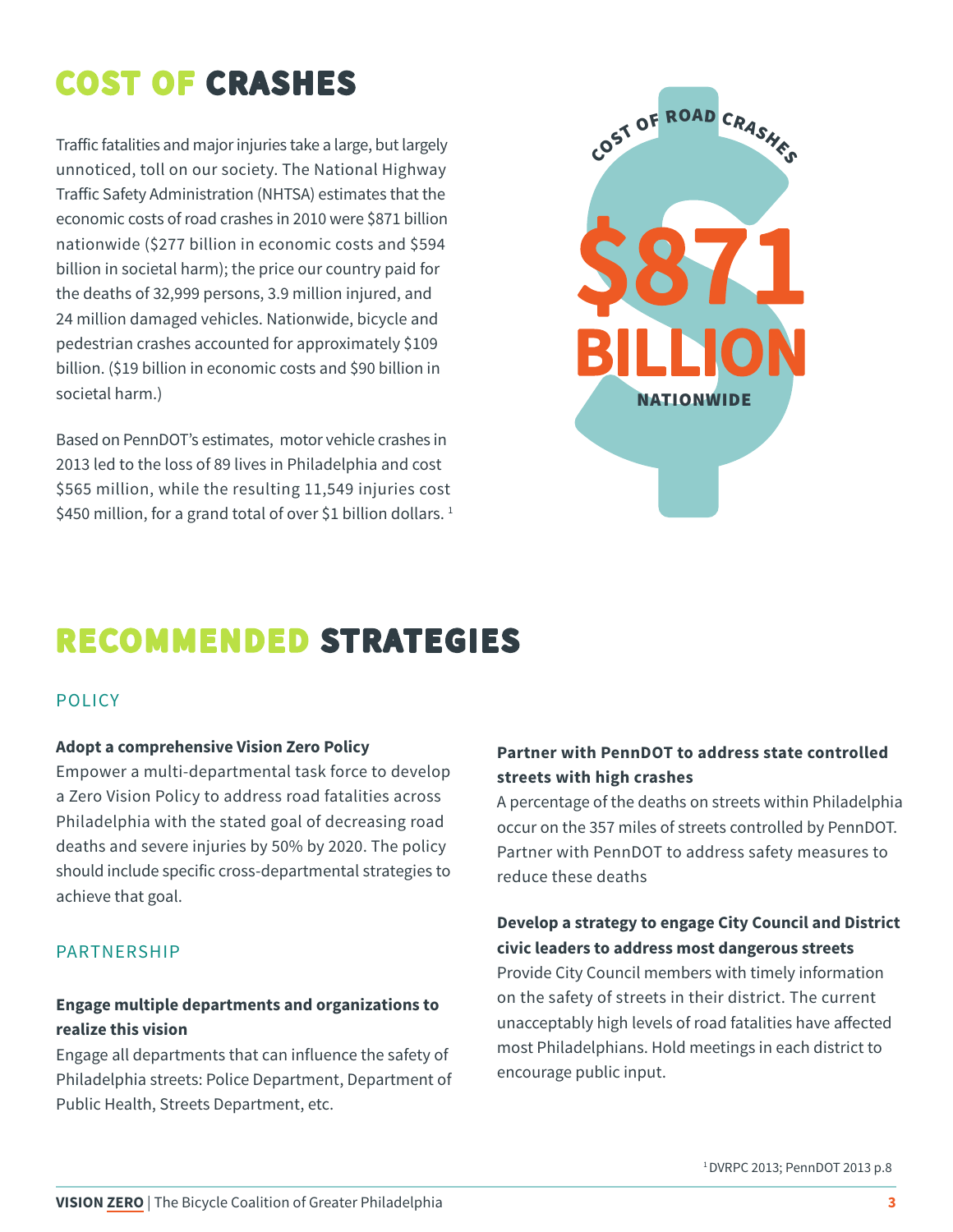# COST OF CRASHES

Traffic fatalities and major injuries take a large, but largely unnoticed, toll on our society. The National Highway Traffic Safety Administration (NHTSA) estimates that the economic costs of road crashes in 2010 were $871 billion nationwide ($277 billion in economic costs and $594 billion in societal harm); the price our country paid for the deaths of 32,999 persons, 3.9 million injured, and 24 million damaged vehicles. Nationwide, bicycle and pedestrian crashes accounted for approximately $109 billion. ($19 billion in economic costs and $90 billion in societal harm.)

Based on PennDOT's estimates, motor vehicle crashes in 2013 led to the loss of 89 lives in Philadelphia and cost $565 million, while the resulting 11,549 injuries cost $450 million, for a grand total of over $1 billion dollars. [1]

COST OF ROAD CRASHES

**$871 BILLION**

NATIONWIDE

# RECOMMENDED STRATEGIES

## POLICY

**Adopt a comprehensive Vision Zero Policy**

Empower a multi-departmental task force to develop a Zero Vision Policy to address road fatalities across Philadelphia with the stated goal of decreasing road deaths and severe injuries by 50% by 2020. The policy should include specific cross-departmental strategies to achieve that goal.

## PARTNERSHIP

**Engage multiple departments and organizations to realize this vision**

Engage all departments that can influence the safety of Philadelphia streets: Police Department, Department of Public Health, Streets Department, etc.

**Partner with PennDOT to address state controlled streets with high crashes**

A percentage of the deaths on streets within Philadelphia occur on the 357 miles of streets controlled by PennDOT. Partner with PennDOT to address safety measures to reduce these deaths

**Develop a strategy to engage City Council and District civic leaders to address most dangerous streets**

Provide City Council members with timely information on the safety of streets in their district. The current unacceptably high levels of road fatalities have affected most Philadelphians. Hold meetings in each district to encourage public input.

[1] DVRPC 2013; PennDOT 2013 p.8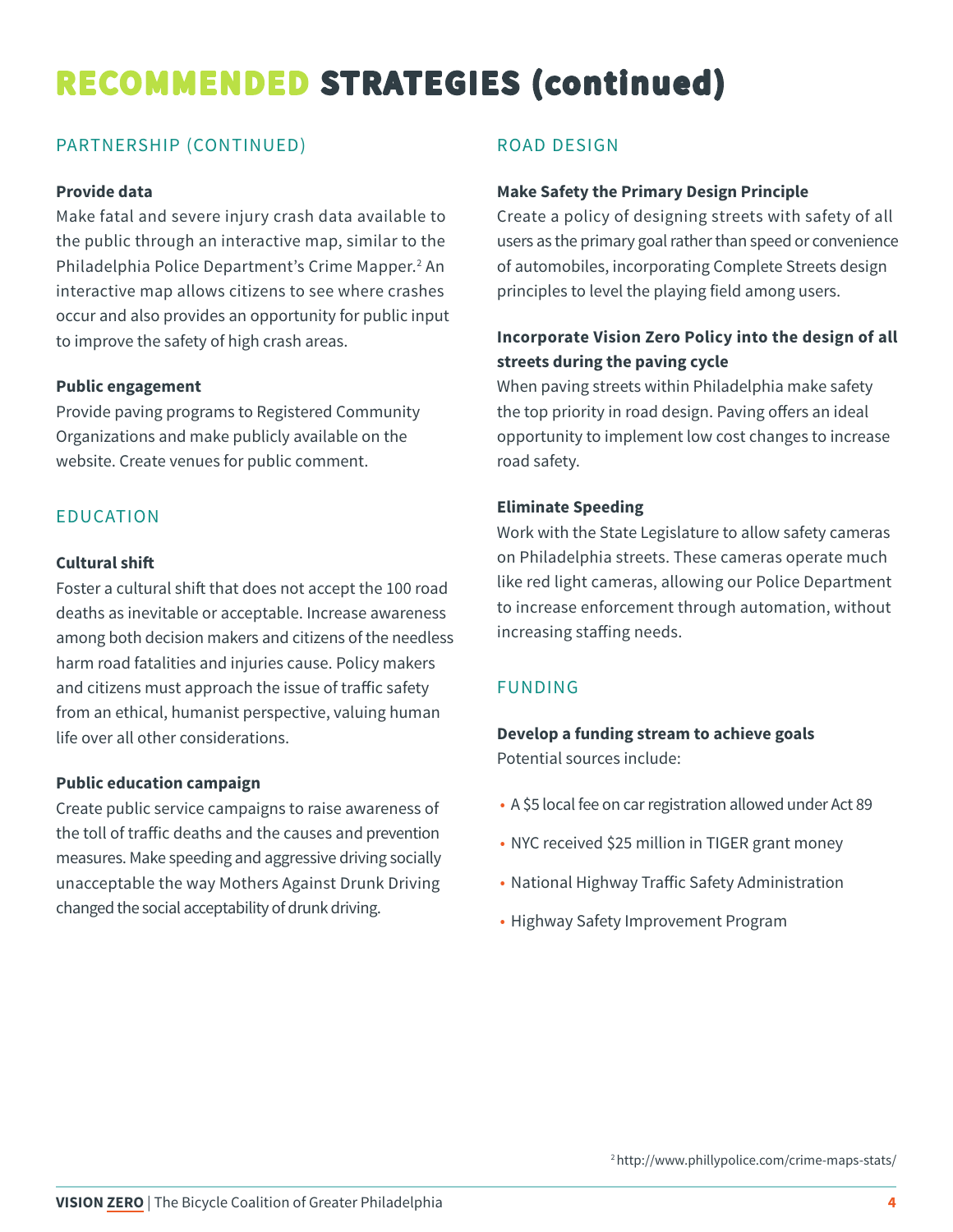# RECOMMENDED STRATEGIES (continued)

## PARTNERSHIP (CONTINUED)

**Provide data**

Make fatal and severe injury crash data available to the public through an interactive map, similar to the Philadelphia Police Department's Crime Mapper.[2] An interactive map allows citizens to see where crashes occur and also provides an opportunity for public input to improve the safety of high crash areas.

**Public engagement**

Provide paving programs to Registered Community Organizations and make publicly available on the website. Create venues for public comment.

## EDUCATION

**Cultural shift**

Foster a cultural shift that does not accept the 100 road deaths as inevitable or acceptable. Increase awareness among both decision makers and citizens of the needless harm road fatalities and injuries cause. Policy makers and citizens must approach the issue of traffic safety from an ethical, humanist perspective, valuing human life over all other considerations.

**Public education campaign**

Create public service campaigns to raise awareness of the toll of traffic deaths and the causes and prevention measures. Make speeding and aggressive driving socially unacceptable the way Mothers Against Drunk Driving changed the social acceptability of drunk driving.

## ROAD DESIGN

**Make Safety the Primary Design Principle**

Create a policy of designing streets with safety of all users as the primary goal rather than speed or convenience of automobiles, incorporating Complete Streets design principles to level the playing field among users.

**Incorporate Vision Zero Policy into the design of all streets during the paving cycle**

When paving streets within Philadelphia make safety the top priority in road design. Paving offers an ideal opportunity to implement low cost changes to increase road safety.

**Eliminate Speeding**

Work with the State Legislature to allow safety cameras on Philadelphia streets. These cameras operate much like red light cameras, allowing our Police Department to increase enforcement through automation, without increasing staffing needs.

## FUNDING

**Develop a funding stream to achieve goals**

Potential sources include:

- A $5 local fee on car registration allowed under Act 89
- NYC received $25 million in TIGER grant money
- National Highway Traffic Safety Administration
- Highway Safety Improvement Program

[2] http://www.phillypolice.com/crime-maps-stats/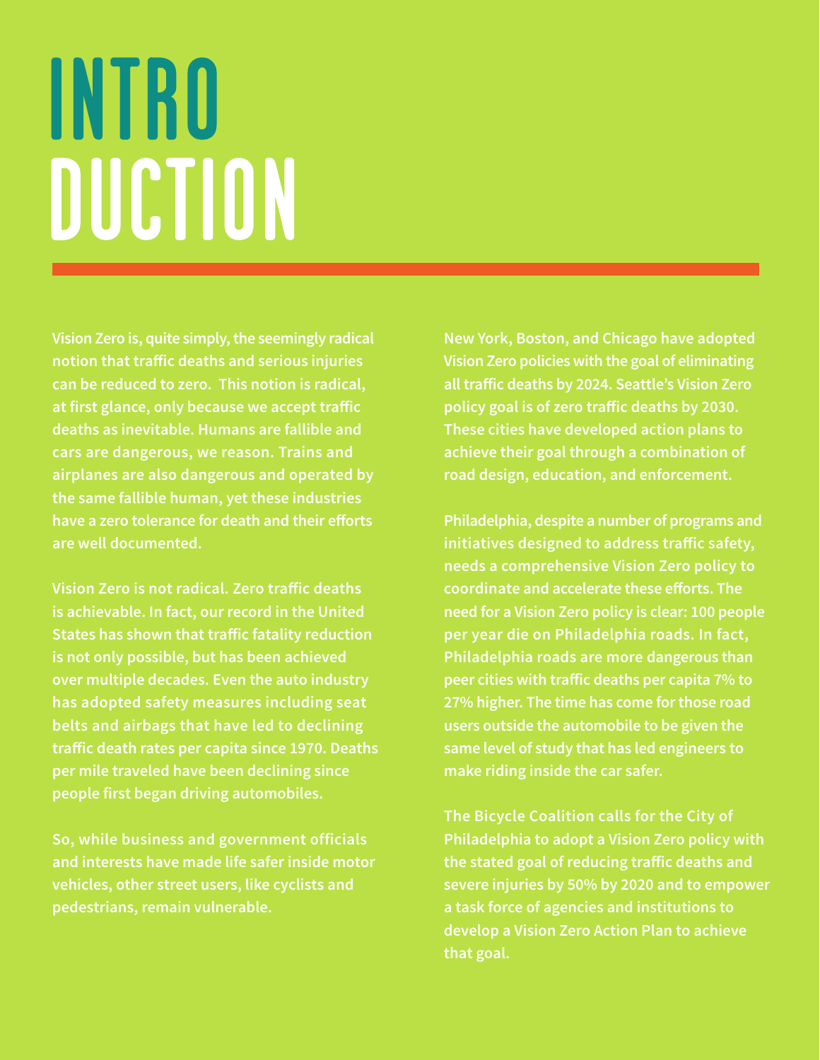# INTRODUCTION

Vision Zero is, quite simply, the seemingly radical notion that traffic deaths and serious injuries can be reduced to zero. This notion is radical, at first glance, only because we accept traffic deaths as inevitable. Humans are fallible and cars are dangerous, we reason. Trains and airplanes are also dangerous and operated by the same fallible human, yet these industries have a zero tolerance for death and their efforts are well documented.

Vision Zero is not radical. Zero traffic deaths is achievable. In fact, our record in the United States has shown that traffic fatality reduction is not only possible, but has been achieved over multiple decades. Even the auto industry has adopted safety measures including seat belts and airbags that have led to declining traffic death rates per capita since 1970. Deaths per mile traveled have been declining since people first began driving automobiles.

So, while business and government officials and interests have made life safer inside motor vehicles, other street users, like cyclists and pedestrians, remain vulnerable.

New York, Boston, and Chicago have adopted Vision Zero policies with the goal of eliminating all traffic deaths by 2024. Seattle's Vision Zero policy goal is of zero traffic deaths by 2030. These cities have developed action plans to achieve their goal through a combination of road design, education, and enforcement.

Philadelphia, despite a number of programs and initiatives designed to address traffic safety, needs a comprehensive Vision Zero policy to coordinate and accelerate these efforts. The need for a Vision Zero policy is clear: 100 people per year die on Philadelphia roads. In fact, Philadelphia roads are more dangerous than peer cities with traffic deaths per capita 7% to 27% higher. The time has come for those road users outside the automobile to be given the same level of study that has led engineers to make riding inside the car safer.

The Bicycle Coalition calls for the City of Philadelphia to adopt a Vision Zero policy with the stated goal of reducing traffic deaths and severe injuries by 50% by 2020 and to empower a task force of agencies and institutions to develop a Vision Zero Action Plan to achieve that goal.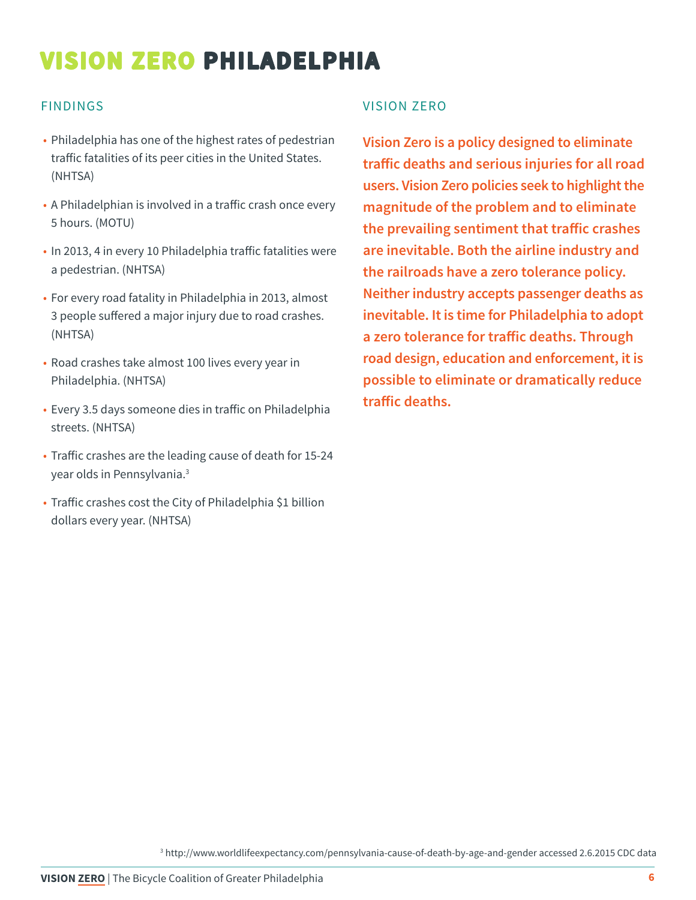# VISION ZERO PHILADELPHIA

## FINDINGS

- Philadelphia has one of the highest rates of pedestrian traffic fatalities of its peer cities in the United States. (NHTSA)
- A Philadelphian is involved in a traffic crash once every 5 hours. (MOTU)
- In 2013, 4 in every 10 Philadelphia traffic fatalities were a pedestrian. (NHTSA)
- For every road fatality in Philadelphia in 2013, almost 3 people suffered a major injury due to road crashes. (NHTSA)
- Road crashes take almost 100 lives every year in Philadelphia. (NHTSA)
- Every 3.5 days someone dies in traffic on Philadelphia streets. (NHTSA)
- Traffic crashes are the leading cause of death for 15-24 year olds in Pennsylvania.[3]
- Traffic crashes cost the City of Philadelphia $1 billion dollars every year. (NHTSA)

## VISION ZERO

**Vision Zero is a policy designed to eliminate traffic deaths and serious injuries for all road users. Vision Zero policies seek to highlight the magnitude of the problem and to eliminate the prevailing sentiment that traffic crashes are inevitable. Both the airline industry and the railroads have a zero tolerance policy. Neither industry accepts passenger deaths as inevitable. It is time for Philadelphia to adopt a zero tolerance for traffic deaths. Through road design, education and enforcement, it is possible to eliminate or dramatically reduce traffic deaths.**

[3] http://www.worldlifeexpectancy.com/pennsylvania-cause-of-death-by-age-and-gender accessed 2.6.2015 CDC data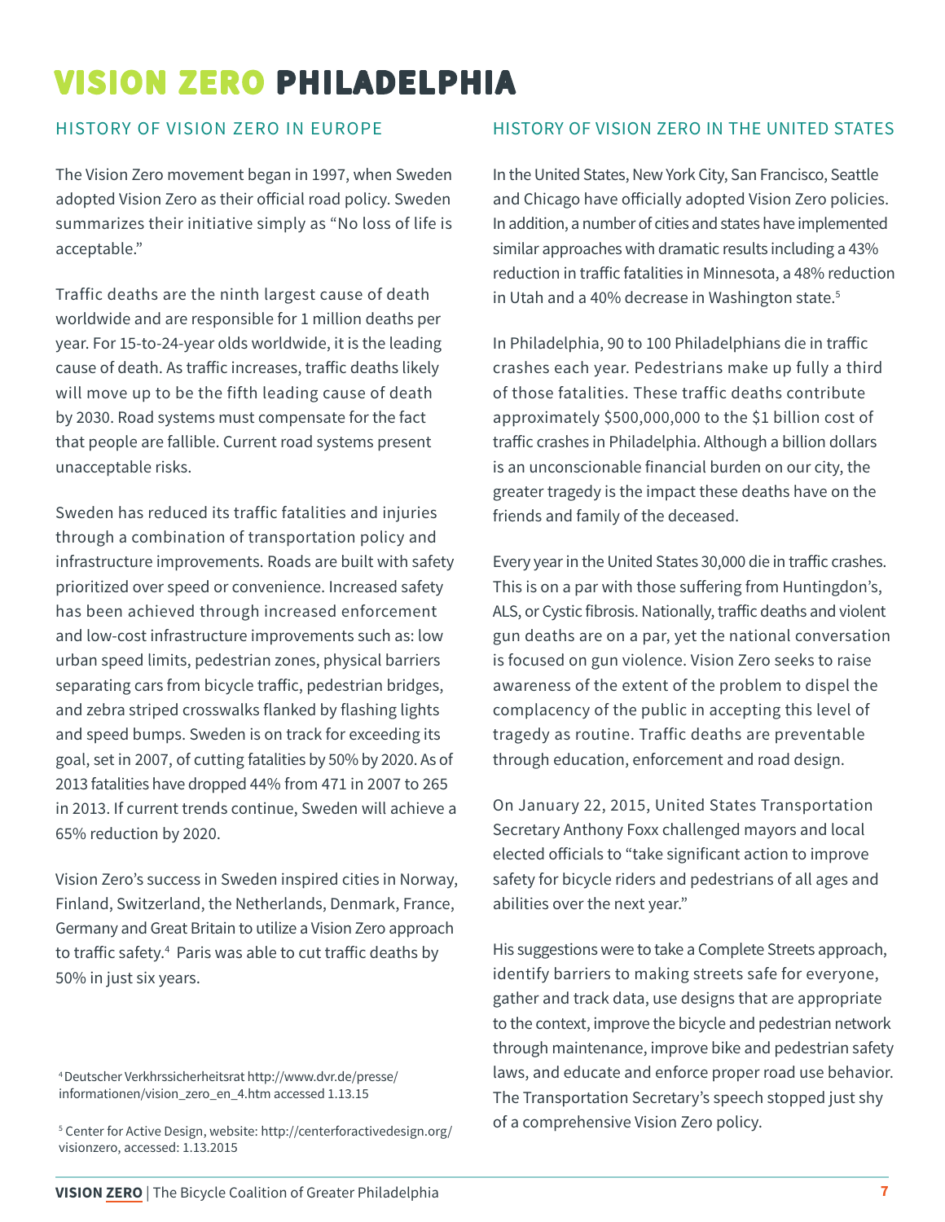# VISION ZERO PHILADELPHIA

## HISTORY OF VISION ZERO IN EUROPE

The Vision Zero movement began in 1997, when Sweden adopted Vision Zero as their official road policy. Sweden summarizes their initiative simply as "No loss of life is acceptable."

Traffic deaths are the ninth largest cause of death worldwide and are responsible for 1 million deaths per year. For 15-to-24-year olds worldwide, it is the leading cause of death. As traffic increases, traffic deaths likely will move up to be the fifth leading cause of death by 2030. Road systems must compensate for the fact that people are fallible. Current road systems present unacceptable risks.

Sweden has reduced its traffic fatalities and injuries through a combination of transportation policy and infrastructure improvements. Roads are built with safety prioritized over speed or convenience. Increased safety has been achieved through increased enforcement and low-cost infrastructure improvements such as: low urban speed limits, pedestrian zones, physical barriers separating cars from bicycle traffic, pedestrian bridges, and zebra striped crosswalks flanked by flashing lights and speed bumps. Sweden is on track for exceeding its goal, set in 2007, of cutting fatalities by 50% by 2020. As of 2013 fatalities have dropped 44% from 471 in 2007 to 265 in 2013. If current trends continue, Sweden will achieve a 65% reduction by 2020.

Vision Zero's success in Sweden inspired cities in Norway, Finland, Switzerland, the Netherlands, Denmark, France, Germany and Great Britain to utilize a Vision Zero approach to traffic safety.[4] Paris was able to cut traffic deaths by 50% in just six years.

## HISTORY OF VISION ZERO IN THE UNITED STATES

In the United States, New York City, San Francisco, Seattle and Chicago have officially adopted Vision Zero policies. In addition, a number of cities and states have implemented similar approaches with dramatic results including a 43% reduction in traffic fatalities in Minnesota, a 48% reduction in Utah and a 40% decrease in Washington state.[5]

In Philadelphia, 90 to 100 Philadelphians die in traffic crashes each year. Pedestrians make up fully a third of those fatalities. These traffic deaths contribute approximately $500,000,000 to the $1 billion cost of traffic crashes in Philadelphia. Although a billion dollars is an unconscionable financial burden on our city, the greater tragedy is the impact these deaths have on the friends and family of the deceased.

Every year in the United States 30,000 die in traffic crashes. This is on a par with those suffering from Huntingdon's, ALS, or Cystic fibrosis. Nationally, traffic deaths and violent gun deaths are on a par, yet the national conversation is focused on gun violence. Vision Zero seeks to raise awareness of the extent of the problem to dispel the complacency of the public in accepting this level of tragedy as routine. Traffic deaths are preventable through education, enforcement and road design.

On January 22, 2015, United States Transportation Secretary Anthony Foxx challenged mayors and local elected officials to "take significant action to improve safety for bicycle riders and pedestrians of all ages and abilities over the next year."

His suggestions were to take a Complete Streets approach, identify barriers to making streets safe for everyone, gather and track data, use designs that are appropriate to the context, improve the bicycle and pedestrian network through maintenance, improve bike and pedestrian safety laws, and educate and enforce proper road use behavior. The Transportation Secretary's speech stopped just shy of a comprehensive Vision Zero policy.

[4] Deutscher Verkhrssicherheitsrat http://www.dvr.de/presse/informationen/vision_zero_en_4.htm accessed 1.13.15

[5] Center for Active Design, website: http://centerforactivedesign.org/visionzero, accessed: 1.13.2015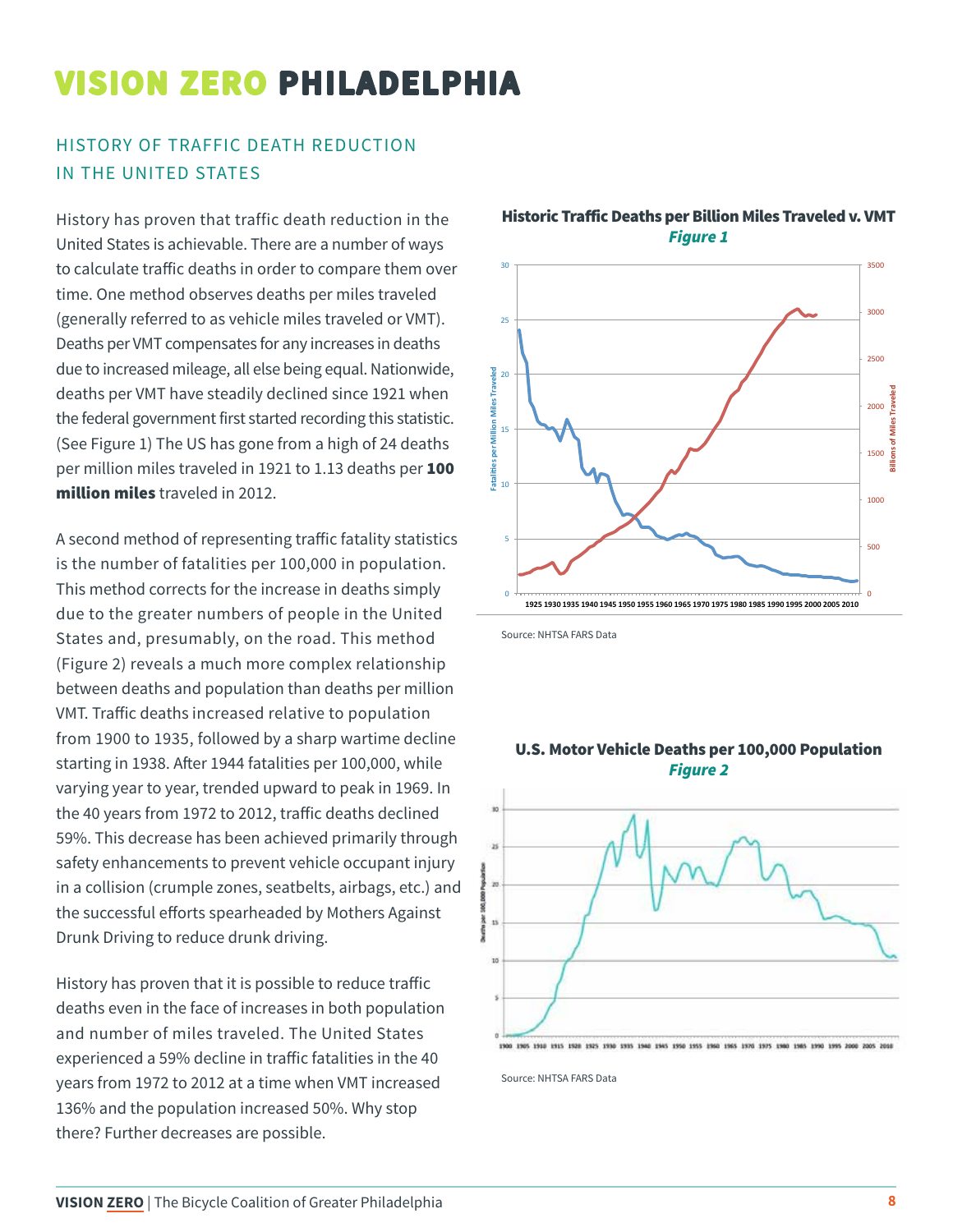# VISION ZERO PHILADELPHIA

## HISTORY OF TRAFFIC DEATH REDUCTION IN THE UNITED STATES

History has proven that traffic death reduction in the United States is achievable. There are a number of ways to calculate traffic deaths in order to compare them over time. One method observes deaths per miles traveled (generally referred to as vehicle miles traveled or VMT). Deaths per VMT compensates for any increases in deaths due to increased mileage, all else being equal. Nationwide, deaths per VMT have steadily declined since 1921 when the federal government first started recording this statistic. (See Figure 1) The US has gone from a high of 24 deaths per million miles traveled in 1921 to 1.13 deaths per **100 million miles** traveled in 2012.

A second method of representing traffic fatality statistics is the number of fatalities per 100,000 in population. This method corrects for the increase in deaths simply due to the greater numbers of people in the United States and, presumably, on the road. This method (Figure 2) reveals a much more complex relationship between deaths and population than deaths per million VMT. Traffic deaths increased relative to population from 1900 to 1935, followed by a sharp wartime decline starting in 1938. After 1944 fatalities per 100,000, while varying year to year, trended upward to peak in 1969. In the 40 years from 1972 to 2012, traffic deaths declined 59%. This decrease has been achieved primarily through safety enhancements to prevent vehicle occupant injury in a collision (crumple zones, seatbelts, airbags, etc.) and the successful efforts spearheaded by Mothers Against Drunk Driving to reduce drunk driving.

History has proven that it is possible to reduce traffic deaths even in the face of increases in both population and number of miles traveled. The United States experienced a 59% decline in traffic fatalities in the 40 years from 1972 to 2012 at a time when VMT increased 136% and the population increased 50%. Why stop there? Further decreases are possible.

**Historic Traffic Deaths per Billion Miles Traveled v. VMT**
*Figure 1*

Source: NHTSA FARS Data

**U.S. Motor Vehicle Deaths per 100,000 Population**
*Figure 2*

Source: NHTSA FARS Data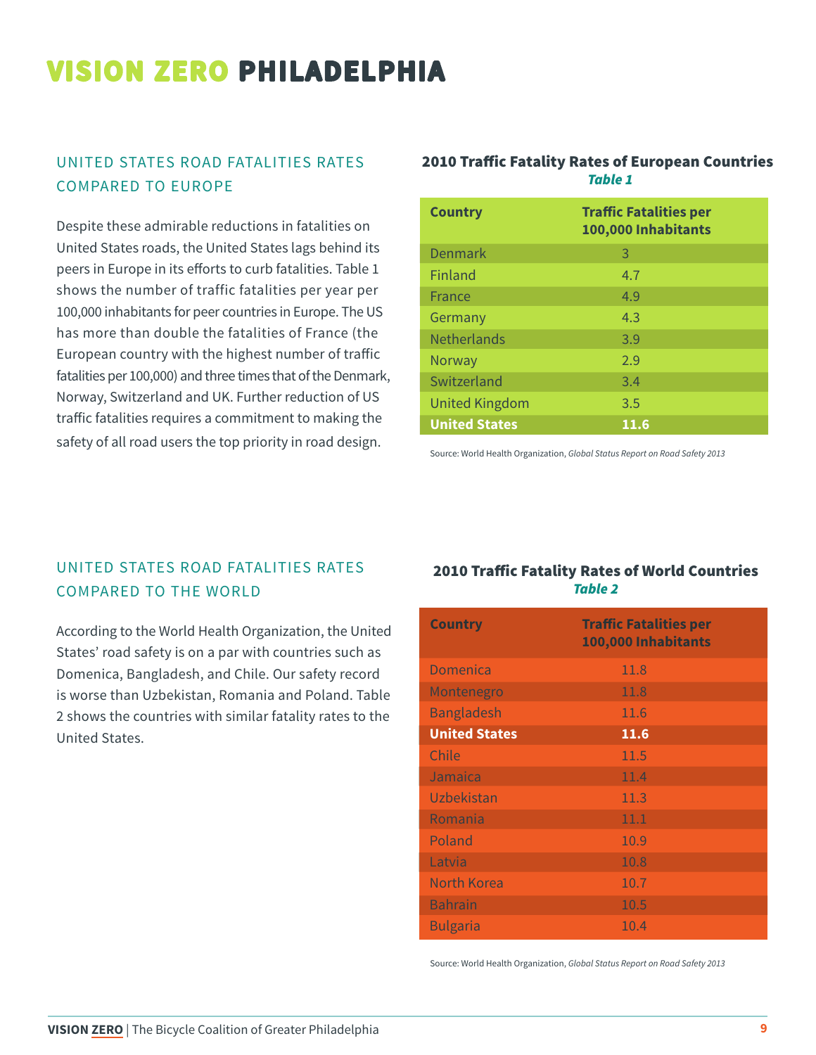# VISION ZERO PHILADELPHIA

## UNITED STATES ROAD FATALITIES RATES COMPARED TO EUROPE

Despite these admirable reductions in fatalities on United States roads, the United States lags behind its peers in Europe in its efforts to curb fatalities. Table 1 shows the number of traffic fatalities per year per 100,000 inhabitants for peer countries in Europe. The US has more than double the fatalities of France (the European country with the highest number of traffic fatalities per 100,000) and three times that of the Denmark, Norway, Switzerland and UK. Further reduction of US traffic fatalities requires a commitment to making the safety of all road users the top priority in road design.

**2010 Traffic Fatality Rates of European Countries**
***Table 1***

| Country | Traffic Fatalities per 100,000 Inhabitants |
|---|---|
| Denmark | 3 |
| Finland | 4.7 |
| France | 4.9 |
| Germany | 4.3 |
| Netherlands | 3.9 |
| Norway | 2.9 |
| Switzerland | 3.4 |
| United Kingdom | 3.5 |
| **United States** | **11.6** |

Source: World Health Organization, *Global Status Report on Road Safety 2013*

## UNITED STATES ROAD FATALITIES RATES COMPARED TO THE WORLD

According to the World Health Organization, the United States' road safety is on a par with countries such as Domenica, Bangladesh, and Chile. Our safety record is worse than Uzbekistan, Romania and Poland. Table 2 shows the countries with similar fatality rates to the United States.

**2010 Traffic Fatality Rates of World Countries**
***Table 2***

| Country | Traffic Fatalities per 100,000 Inhabitants |
|---|---|
| Domenica | 11.8 |
| Montenegro | 11.8 |
| Bangladesh | 11.6 |
| **United States** | **11.6** |
| Chile | 11.5 |
| Jamaica | 11.4 |
| Uzbekistan | 11.3 |
| Romania | 11.1 |
| Poland | 10.9 |
| Latvia | 10.8 |
| North Korea | 10.7 |
| Bahrain | 10.5 |
| Bulgaria | 10.4 |

Source: World Health Organization, *Global Status Report on Road Safety 2013*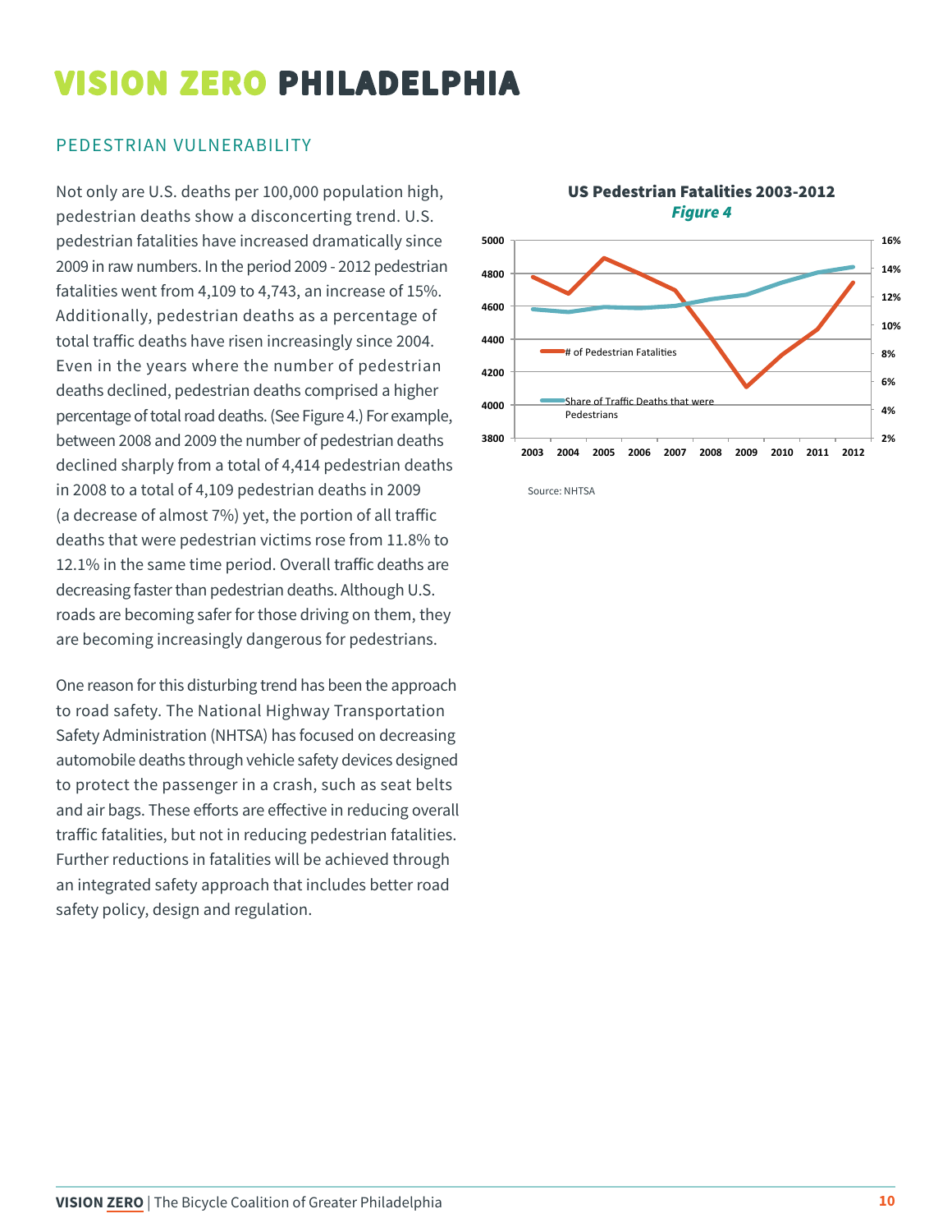# VISION ZERO PHILADELPHIA

## PEDESTRIAN VULNERABILITY

Not only are U.S. deaths per 100,000 population high, pedestrian deaths show a disconcerting trend. U.S. pedestrian fatalities have increased dramatically since 2009 in raw numbers. In the period 2009 - 2012 pedestrian fatalities went from 4,109 to 4,743, an increase of 15%. Additionally, pedestrian deaths as a percentage of total traffic deaths have risen increasingly since 2004. Even in the years where the number of pedestrian deaths declined, pedestrian deaths comprised a higher percentage of total road deaths. (See Figure 4.) For example, between 2008 and 2009 the number of pedestrian deaths declined sharply from a total of 4,414 pedestrian deaths in 2008 to a total of 4,109 pedestrian deaths in 2009 (a decrease of almost 7%) yet, the portion of all traffic deaths that were pedestrian victims rose from 11.8% to 12.1% in the same time period. Overall traffic deaths are decreasing faster than pedestrian deaths. Although U.S. roads are becoming safer for those driving on them, they are becoming increasingly dangerous for pedestrians.

One reason for this disturbing trend has been the approach to road safety. The National Highway Transportation Safety Administration (NHTSA) has focused on decreasing automobile deaths through vehicle safety devices designed to protect the passenger in a crash, such as seat belts and air bags. These efforts are effective in reducing overall traffic fatalities, but not in reducing pedestrian fatalities. Further reductions in fatalities will be achieved through an integrated safety approach that includes better road safety policy, design and regulation.

**US Pedestrian Fatalities 2003-2012**

***Figure 4***

Source: NHTSA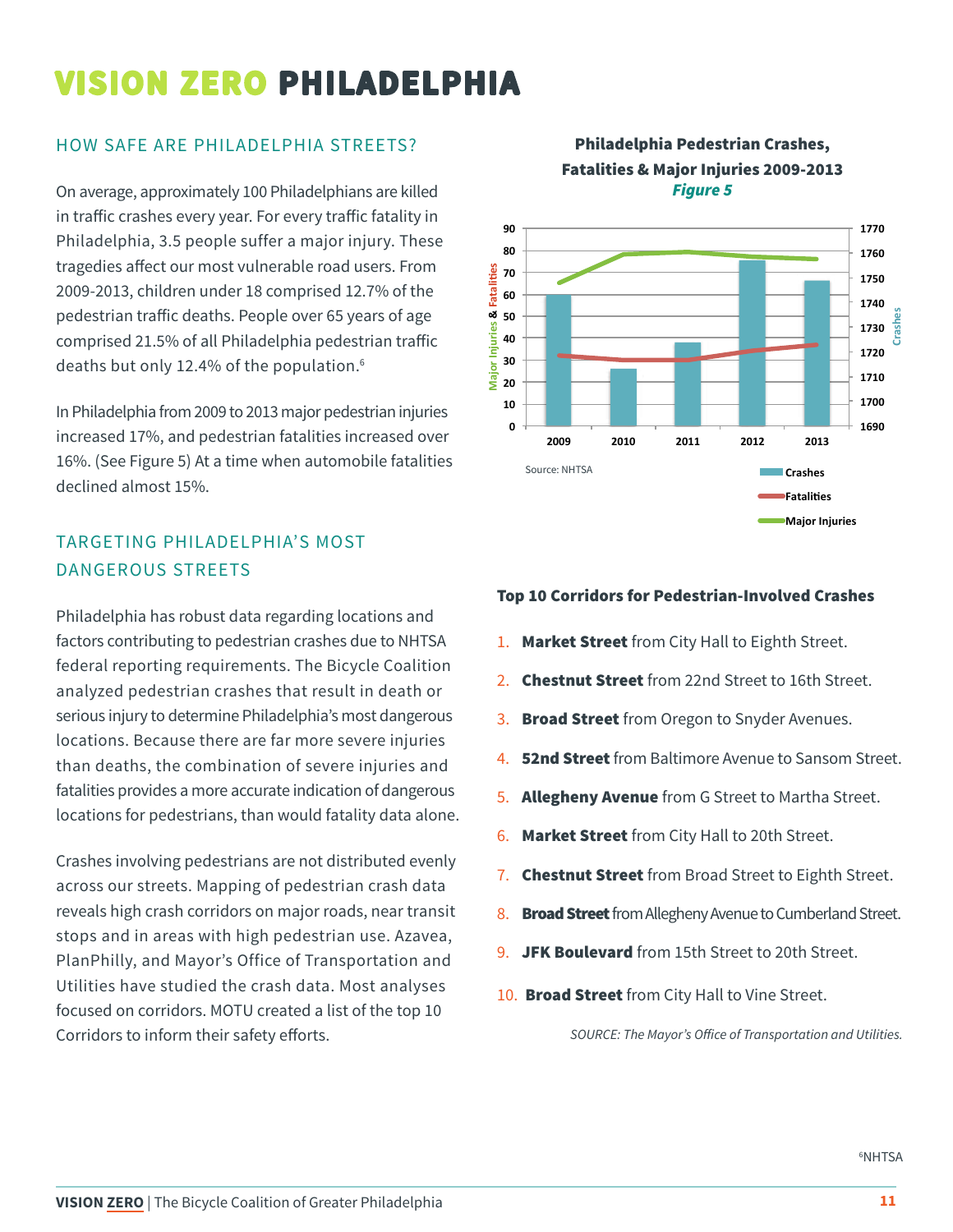# VISION ZERO PHILADELPHIA

## HOW SAFE ARE PHILADELPHIA STREETS?

On average, approximately 100 Philadelphians are killed in traffic crashes every year. For every traffic fatality in Philadelphia, 3.5 people suffer a major injury. These tragedies affect our most vulnerable road users. From 2009-2013, children under 18 comprised 12.7% of the pedestrian traffic deaths. People over 65 years of age comprised 21.5% of all Philadelphia pedestrian traffic deaths but only 12.4% of the population.[6]

In Philadelphia from 2009 to 2013 major pedestrian injuries increased 17%, and pedestrian fatalities increased over 16%. (See Figure 5) At a time when automobile fatalities declined almost 15%.

## TARGETING PHILADELPHIA'S MOST DANGEROUS STREETS

Philadelphia has robust data regarding locations and factors contributing to pedestrian crashes due to NHTSA federal reporting requirements. The Bicycle Coalition analyzed pedestrian crashes that result in death or serious injury to determine Philadelphia's most dangerous locations. Because there are far more severe injuries than deaths, the combination of severe injuries and fatalities provides a more accurate indication of dangerous locations for pedestrians, than would fatality data alone.

Crashes involving pedestrians are not distributed evenly across our streets. Mapping of pedestrian crash data reveals high crash corridors on major roads, near transit stops and in areas with high pedestrian use. Azavea, PlanPhilly, and Mayor's Office of Transportation and Utilities have studied the crash data. Most analyses focused on corridors. MOTU created a list of the top 10 Corridors to inform their safety efforts.

**Philadelphia Pedestrian Crashes, Fatalities & Major Injuries 2009-2013**
***Figure 5***

Source: NHTSA

**Top 10 Corridors for Pedestrian-Involved Crashes**

1. **Market Street** from City Hall to Eighth Street.
2. **Chestnut Street** from 22nd Street to 16th Street.
3. **Broad Street** from Oregon to Snyder Avenues.
4. **52nd Street** from Baltimore Avenue to Sansom Street.
5. **Allegheny Avenue** from G Street to Martha Street.
6. **Market Street** from City Hall to 20th Street.
7. **Chestnut Street** from Broad Street to Eighth Street.
8. **Broad Street** from Allegheny Avenue to Cumberland Street.
9. **JFK Boulevard** from 15th Street to 20th Street.
10. **Broad Street** from City Hall to Vine Street.

*SOURCE: The Mayor's Office of Transportation and Utilities.*

[6] NHTSA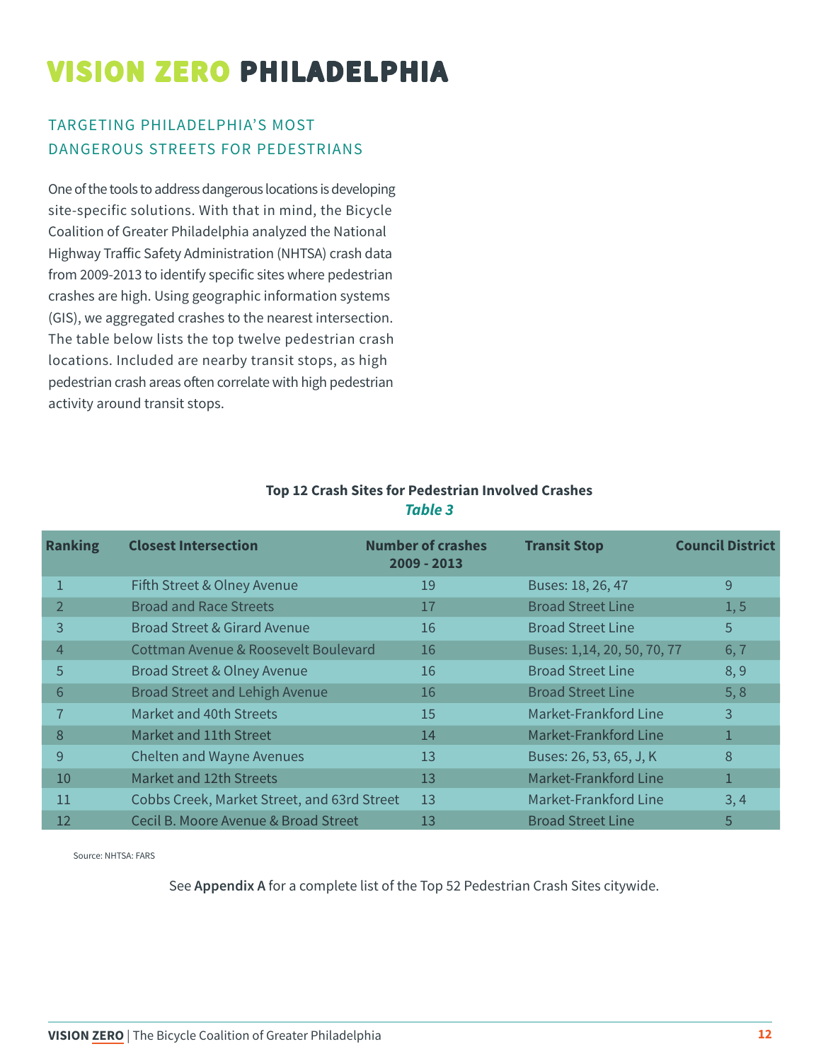# VISION ZERO PHILADELPHIA

## TARGETING PHILADELPHIA'S MOST DANGEROUS STREETS FOR PEDESTRIANS

One of the tools to address dangerous locations is developing site-specific solutions. With that in mind, the Bicycle Coalition of Greater Philadelphia analyzed the National Highway Traffic Safety Administration (NHTSA) crash data from 2009-2013 to identify specific sites where pedestrian crashes are high. Using geographic information systems (GIS), we aggregated crashes to the nearest intersection. The table below lists the top twelve pedestrian crash locations. Included are nearby transit stops, as high pedestrian crash areas often correlate with high pedestrian activity around transit stops.

**Top 12 Crash Sites for Pedestrian Involved Crashes**
***Table 3***

| Ranking | Closest Intersection | Number of crashes 2009 - 2013 | Transit Stop | Council District |
|---|---|---|---|---|
| 1 | Fifth Street & Olney Avenue | 19 | Buses: 18, 26, 47 | 9 |
| 2 | Broad and Race Streets | 17 | Broad Street Line | 1, 5 |
| 3 | Broad Street & Girard Avenue | 16 | Broad Street Line | 5 |
| 4 | Cottman Avenue & Roosevelt Boulevard | 16 | Buses: 1,14, 20, 50, 70, 77 | 6, 7 |
| 5 | Broad Street & Olney Avenue | 16 | Broad Street Line | 8, 9 |
| 6 | Broad Street and Lehigh Avenue | 16 | Broad Street Line | 5, 8 |
| 7 | Market and 40th Streets | 15 | Market-Frankford Line | 3 |
| 8 | Market and 11th Street | 14 | Market-Frankford Line | 1 |
| 9 | Chelten and Wayne Avenues | 13 | Buses: 26, 53, 65, J, K | 8 |
| 10 | Market and 12th Streets | 13 | Market-Frankford Line | 1 |
| 11 | Cobbs Creek, Market Street, and 63rd Street | 13 | Market-Frankford Line | 3, 4 |
| 12 | Cecil B. Moore Avenue & Broad Street | 13 | Broad Street Line | 5 |

Source: NHTSA: FARS

See **Appendix A** for a complete list of the Top 52 Pedestrian Crash Sites citywide.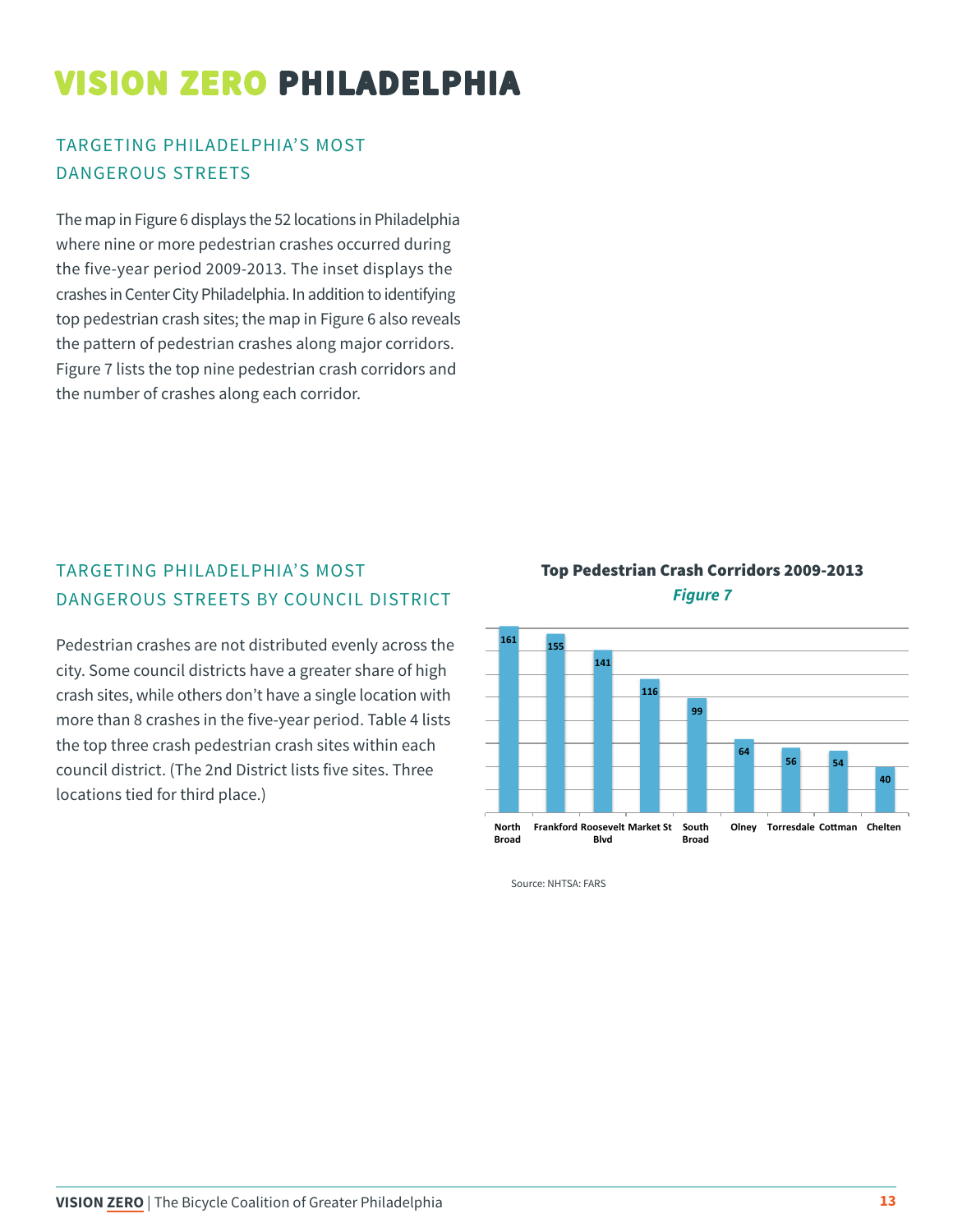# VISION ZERO PHILADELPHIA

## TARGETING PHILADELPHIA'S MOST DANGEROUS STREETS

The map in Figure 6 displays the 52 locations in Philadelphia where nine or more pedestrian crashes occurred during the five-year period 2009-2013. The inset displays the crashes in Center City Philadelphia. In addition to identifying top pedestrian crash sites; the map in Figure 6 also reveals the pattern of pedestrian crashes along major corridors. Figure 7 lists the top nine pedestrian crash corridors and the number of crashes along each corridor.

## TARGETING PHILADELPHIA'S MOST DANGEROUS STREETS BY COUNCIL DISTRICT

Pedestrian crashes are not distributed evenly across the city. Some council districts have a greater share of high crash sites, while others don't have a single location with more than 8 crashes in the five-year period. Table 4 lists the top three crash pedestrian crash sites within each council district. (The 2nd District lists five sites. Three locations tied for third place.)

**Top Pedestrian Crash Corridors 2009-2013**

***Figure 7***

| Corridor | Crashes |
|---|---|
| North Broad | 161 |
| Frankford | 155 |
| Roosevelt Blvd | 141 |
| Market St | 116 |
| South Broad | 99 |
| Olney | 64 |
| Torresdale | 56 |
| Cottman | 54 |
| Chelten | 40 |

Source: NHTSA: FARS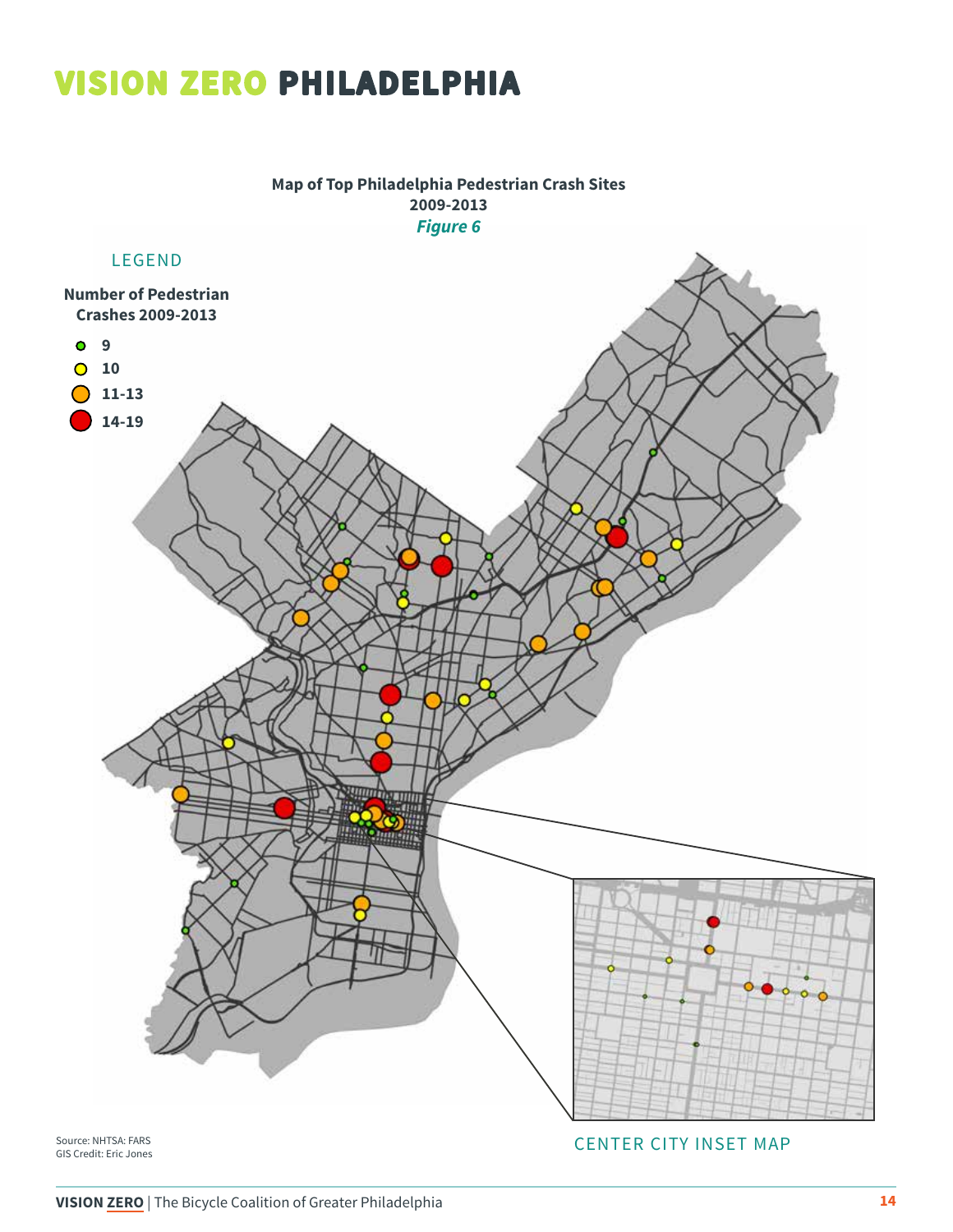# VISION ZERO PHILADELPHIA

**Map of Top Philadelphia Pedestrian Crash Sites**
**2009-2013**
***Figure 6***

LEGEND

**Number of Pedestrian Crashes 2009-2013**

- 9
- 10
- 11-13
- 14-19

CENTER CITY INSET MAP

Source: NHTSA: FARS
GIS Credit: Eric Jones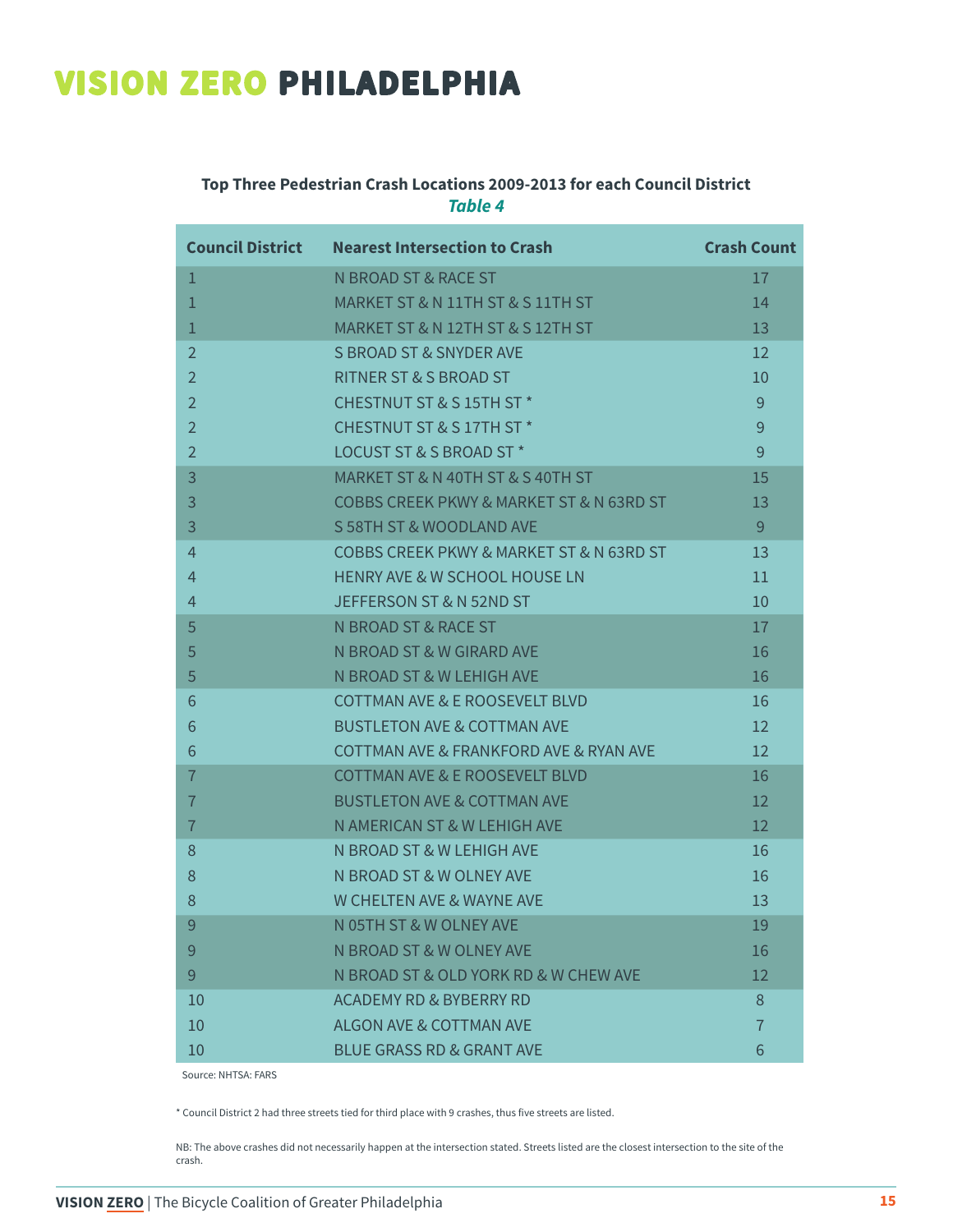# VISION ZERO PHILADELPHIA

**Top Three Pedestrian Crash Locations 2009-2013 for each Council District**

***Table 4***

| Council District | Nearest Intersection to Crash | Crash Count |
|---|---|---|
| 1 | N BROAD ST & RACE ST | 17 |
| 1 | MARKET ST & N 11TH ST & S 11TH ST | 14 |
| 1 | MARKET ST & N 12TH ST & S 12TH ST | 13 |
| 2 | S BROAD ST & SNYDER AVE | 12 |
| 2 | RITNER ST & S BROAD ST | 10 |
| 2 | CHESTNUT ST & S 15TH ST * | 9 |
| 2 | CHESTNUT ST & S 17TH ST * | 9 |
| 2 | LOCUST ST & S BROAD ST * | 9 |
| 3 | MARKET ST & N 40TH ST & S 40TH ST | 15 |
| 3 | COBBS CREEK PKWY & MARKET ST & N 63RD ST | 13 |
| 3 | S 58TH ST & WOODLAND AVE | 9 |
| 4 | COBBS CREEK PKWY & MARKET ST & N 63RD ST | 13 |
| 4 | HENRY AVE & W SCHOOL HOUSE LN | 11 |
| 4 | JEFFERSON ST & N 52ND ST | 10 |
| 5 | N BROAD ST & RACE ST | 17 |
| 5 | N BROAD ST & W GIRARD AVE | 16 |
| 5 | N BROAD ST & W LEHIGH AVE | 16 |
| 6 | COTTMAN AVE & E ROOSEVELT BLVD | 16 |
| 6 | BUSTLETON AVE & COTTMAN AVE | 12 |
| 6 | COTTMAN AVE & FRANKFORD AVE & RYAN AVE | 12 |
| 7 | COTTMAN AVE & E ROOSEVELT BLVD | 16 |
| 7 | BUSTLETON AVE & COTTMAN AVE | 12 |
| 7 | N AMERICAN ST & W LEHIGH AVE | 12 |
| 8 | N BROAD ST & W LEHIGH AVE | 16 |
| 8 | N BROAD ST & W OLNEY AVE | 16 |
| 8 | W CHELTEN AVE & WAYNE AVE | 13 |
| 9 | N 05TH ST & W OLNEY AVE | 19 |
| 9 | N BROAD ST & W OLNEY AVE | 16 |
| 9 | N BROAD ST & OLD YORK RD & W CHEW AVE | 12 |
| 10 | ACADEMY RD & BYBERRY RD | 8 |
| 10 | ALGON AVE & COTTMAN AVE | 7 |
| 10 | BLUE GRASS RD & GRANT AVE | 6 |

Source: NHTSA: FARS

* Council District 2 had three streets tied for third place with 9 crashes, thus five streets are listed.

NB: The above crashes did not necessarily happen at the intersection stated. Streets listed are the closest intersection to the site of the crash.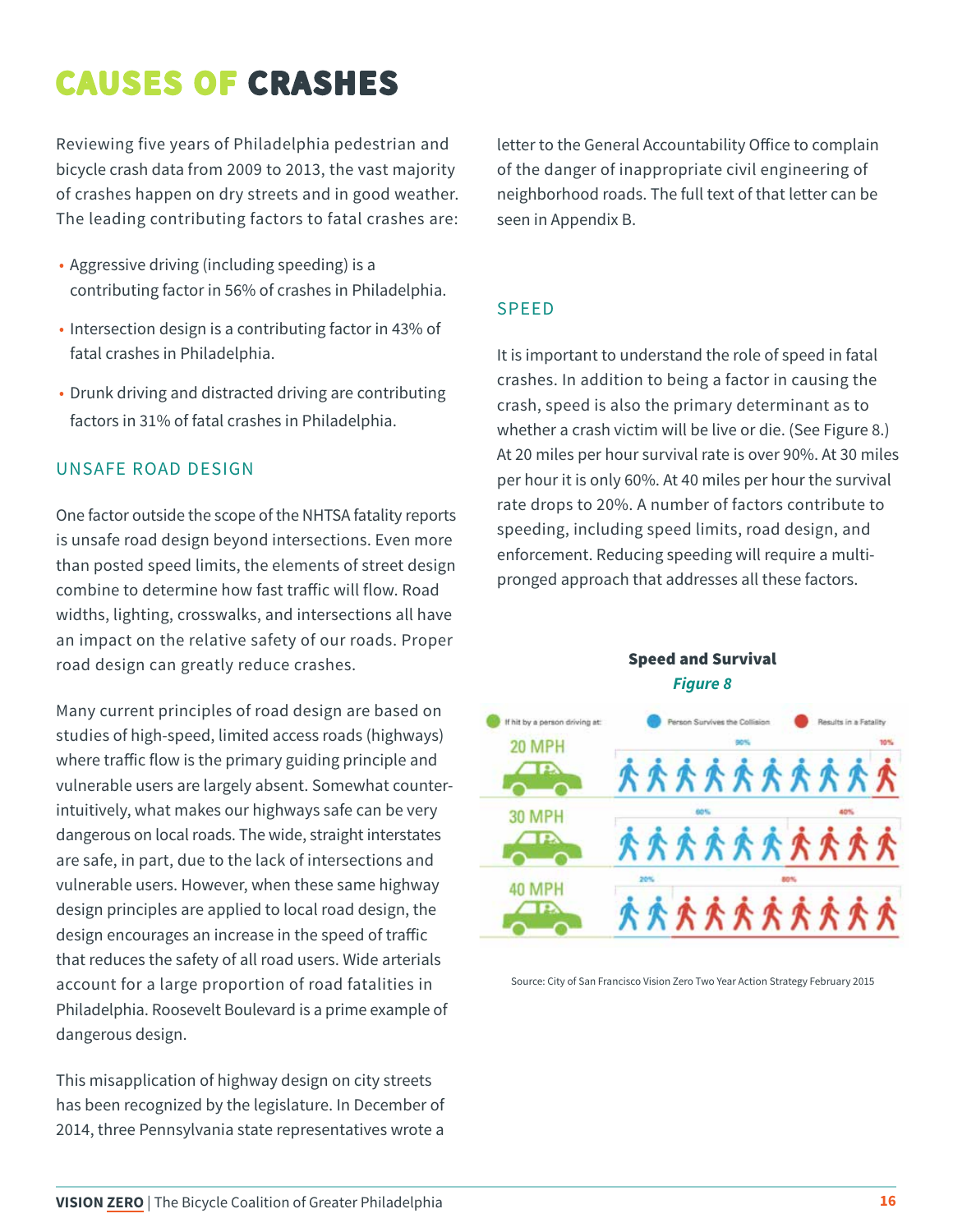# CAUSES OF CRASHES

Reviewing five years of Philadelphia pedestrian and bicycle crash data from 2009 to 2013, the vast majority of crashes happen on dry streets and in good weather. The leading contributing factors to fatal crashes are:

- Aggressive driving (including speeding) is a contributing factor in 56% of crashes in Philadelphia.
- Intersection design is a contributing factor in 43% of fatal crashes in Philadelphia.
- Drunk driving and distracted driving are contributing factors in 31% of fatal crashes in Philadelphia.

## UNSAFE ROAD DESIGN

One factor outside the scope of the NHTSA fatality reports is unsafe road design beyond intersections. Even more than posted speed limits, the elements of street design combine to determine how fast traffic will flow. Road widths, lighting, crosswalks, and intersections all have an impact on the relative safety of our roads. Proper road design can greatly reduce crashes.

Many current principles of road design are based on studies of high-speed, limited access roads (highways) where traffic flow is the primary guiding principle and vulnerable users are largely absent. Somewhat counter-intuitively, what makes our highways safe can be very dangerous on local roads. The wide, straight interstates are safe, in part, due to the lack of intersections and vulnerable users. However, when these same highway design principles are applied to local road design, the design encourages an increase in the speed of traffic that reduces the safety of all road users. Wide arterials account for a large proportion of road fatalities in Philadelphia. Roosevelt Boulevard is a prime example of dangerous design.

This misapplication of highway design on city streets has been recognized by the legislature. In December of 2014, three Pennsylvania state representatives wrote a letter to the General Accountability Office to complain of the danger of inappropriate civil engineering of neighborhood roads. The full text of that letter can be seen in Appendix B.

## SPEED

It is important to understand the role of speed in fatal crashes. In addition to being a factor in causing the crash, speed is also the primary determinant as to whether a crash victim will be live or die. (See Figure 8.) At 20 miles per hour survival rate is over 90%. At 30 miles per hour it is only 60%. At 40 miles per hour the survival rate drops to 20%. A number of factors contribute to speeding, including speed limits, road design, and enforcement. Reducing speeding will require a multi-pronged approach that addresses all these factors.

**Speed and Survival**

***Figure 8***

| If hit by a person driving at: | Person Survives the Collision | Results in a Fatality |
|---|---|---|
| 20 MPH | 90% | 10% |
| 30 MPH | 60% | 40% |
| 40 MPH | 20% | 80% |

Source: City of San Francisco Vision Zero Two Year Action Strategy February 2015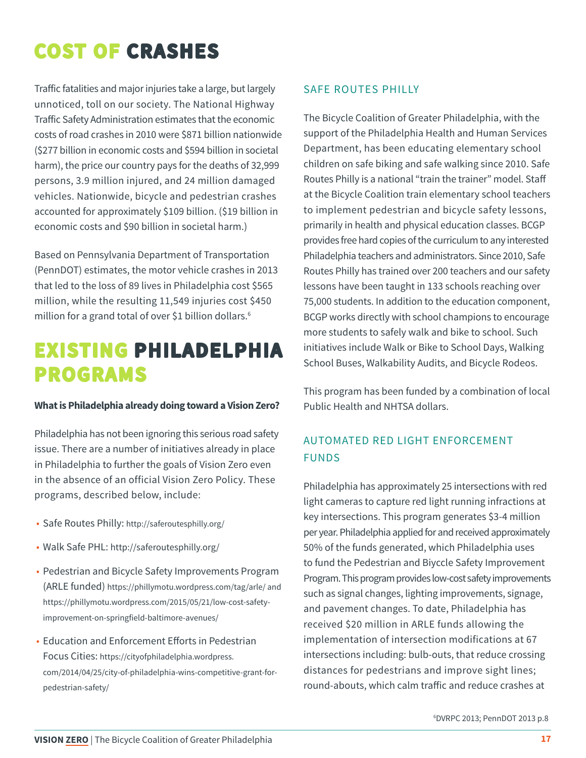# COST OF CRASHES

Traffic fatalities and major injuries take a large, but largely unnoticed, toll on our society. The National Highway Traffic Safety Administration estimates that the economic costs of road crashes in 2010 were $871 billion nationwide ($277 billion in economic costs and $594 billion in societal harm), the price our country pays for the deaths of 32,999 persons, 3.9 million injured, and 24 million damaged vehicles. Nationwide, bicycle and pedestrian crashes accounted for approximately $109 billion. ($19 billion in economic costs and $90 billion in societal harm.)

Based on Pennsylvania Department of Transportation (PennDOT) estimates, the motor vehicle crashes in 2013 that led to the loss of 89 lives in Philadelphia cost $565 million, while the resulting 11,549 injuries cost $450 million for a grand total of over $1 billion dollars.[6]

# EXISTING PHILADELPHIA PROGRAMS

**What is Philadelphia already doing toward a Vision Zero?**

Philadelphia has not been ignoring this serious road safety issue. There are a number of initiatives already in place in Philadelphia to further the goals of Vision Zero even in the absence of an official Vision Zero Policy. These programs, described below, include:

- Safe Routes Philly: http://saferoutesphilly.org/
- Walk Safe PHL: http://saferoutesphilly.org/
- Pedestrian and Bicycle Safety Improvements Program (ARLE funded) https://phillymotu.wordpress.com/tag/arle/ and https://phillymotu.wordpress.com/2015/05/21/low-cost-safety-improvement-on-springfield-baltimore-avenues/
- Education and Enforcement Efforts in Pedestrian Focus Cities: https://cityofphiladelphia.wordpress.com/2014/04/25/city-of-philadelphia-wins-competitive-grant-for-pedestrian-safety/

## SAFE ROUTES PHILLY

The Bicycle Coalition of Greater Philadelphia, with the support of the Philadelphia Health and Human Services Department, has been educating elementary school children on safe biking and safe walking since 2010. Safe Routes Philly is a national "train the trainer" model. Staff at the Bicycle Coalition train elementary school teachers to implement pedestrian and bicycle safety lessons, primarily in health and physical education classes. BCGP provides free hard copies of the curriculum to any interested Philadelphia teachers and administrators. Since 2010, Safe Routes Philly has trained over 200 teachers and our safety lessons have been taught in 133 schools reaching over 75,000 students. In addition to the education component, BCGP works directly with school champions to encourage more students to safely walk and bike to school. Such initiatives include Walk or Bike to School Days, Walking School Buses, Walkability Audits, and Bicycle Rodeos.

This program has been funded by a combination of local Public Health and NHTSA dollars.

## AUTOMATED RED LIGHT ENFORCEMENT FUNDS

Philadelphia has approximately 25 intersections with red light cameras to capture red light running infractions at key intersections. This program generates $3-4 million per year. Philadelphia applied for and received approximately 50% of the funds generated, which Philadelphia uses to fund the Pedestrian and Biyccle Safety Improvement Program. This program provides low-cost safety improvements such as signal changes, lighting improvements, signage, and pavement changes. To date, Philadelphia has received $20 million in ARLE funds allowing the implementation of intersection modifications at 67 intersections including: bulb-outs, that reduce crossing distances for pedestrians and improve sight lines; round-abouts, which calm traffic and reduce crashes at

[6] DVRPC 2013; PennDOT 2013 p.8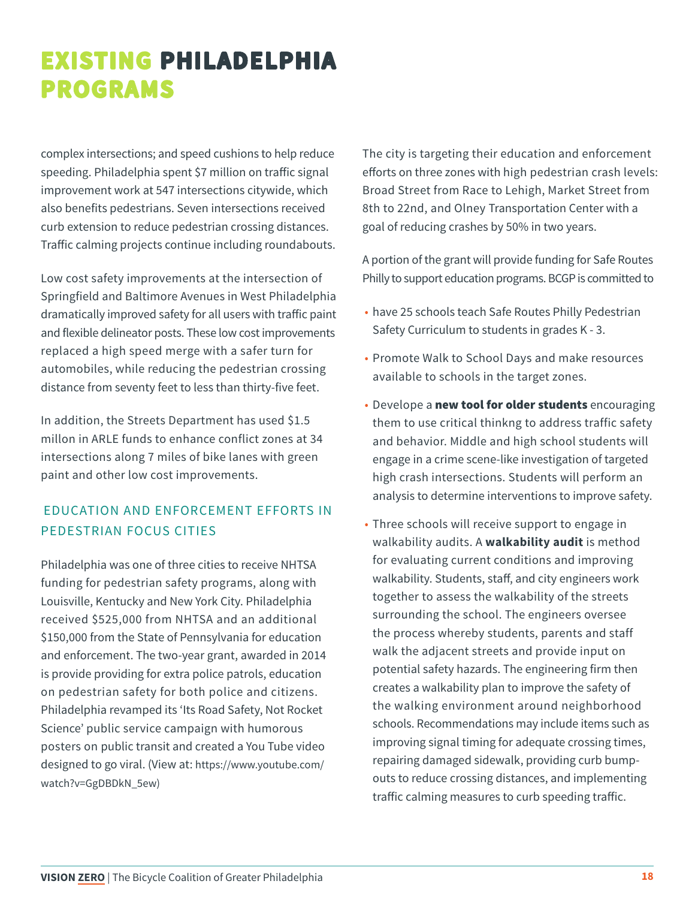# EXISTING PHILADELPHIA PROGRAMS

complex intersections; and speed cushions to help reduce speeding. Philadelphia spent $7 million on traffic signal improvement work at 547 intersections citywide, which also benefits pedestrians. Seven intersections received curb extension to reduce pedestrian crossing distances. Traffic calming projects continue including roundabouts.

Low cost safety improvements at the intersection of Springfield and Baltimore Avenues in West Philadelphia dramatically improved safety for all users with traffic paint and flexible delineator posts. These low cost improvements replaced a high speed merge with a safer turn for automobiles, while reducing the pedestrian crossing distance from seventy feet to less than thirty-five feet.

In addition, the Streets Department has used $1.5 millon in ARLE funds to enhance conflict zones at 34 intersections along 7 miles of bike lanes with green paint and other low cost improvements.

## EDUCATION AND ENFORCEMENT EFFORTS IN PEDESTRIAN FOCUS CITIES

Philadelphia was one of three cities to receive NHTSA funding for pedestrian safety programs, along with Louisville, Kentucky and New York City. Philadelphia received $525,000 from NHTSA and an additional $150,000 from the State of Pennsylvania for education and enforcement. The two-year grant, awarded in 2014 is provide providing for extra police patrols, education on pedestrian safety for both police and citizens. Philadelphia revamped its 'Its Road Safety, Not Rocket Science' public service campaign with humorous posters on public transit and created a You Tube video designed to go viral. (View at: https://www.youtube.com/watch?v=GgDBDkN_5ew)

The city is targeting their education and enforcement efforts on three zones with high pedestrian crash levels: Broad Street from Race to Lehigh, Market Street from 8th to 22nd, and Olney Transportation Center with a goal of reducing crashes by 50% in two years.

A portion of the grant will provide funding for Safe Routes Philly to support education programs. BCGP is committed to

- have 25 schools teach Safe Routes Philly Pedestrian Safety Curriculum to students in grades K - 3.
- Promote Walk to School Days and make resources available to schools in the target zones.
- Develope a **new tool for older students** encouraging them to use critical thinkng to address traffic safety and behavior. Middle and high school students will engage in a crime scene-like investigation of targeted high crash intersections. Students will perform an analysis to determine interventions to improve safety.
- Three schools will receive support to engage in walkability audits. A **walkability audit** is method for evaluating current conditions and improving walkability. Students, staff, and city engineers work together to assess the walkability of the streets surrounding the school. The engineers oversee the process whereby students, parents and staff walk the adjacent streets and provide input on potential safety hazards. The engineering firm then creates a walkability plan to improve the safety of the walking environment around neighborhood schools. Recommendations may include items such as improving signal timing for adequate crossing times, repairing damaged sidewalk, providing curb bump-outs to reduce crossing distances, and implementing traffic calming measures to curb speeding traffic.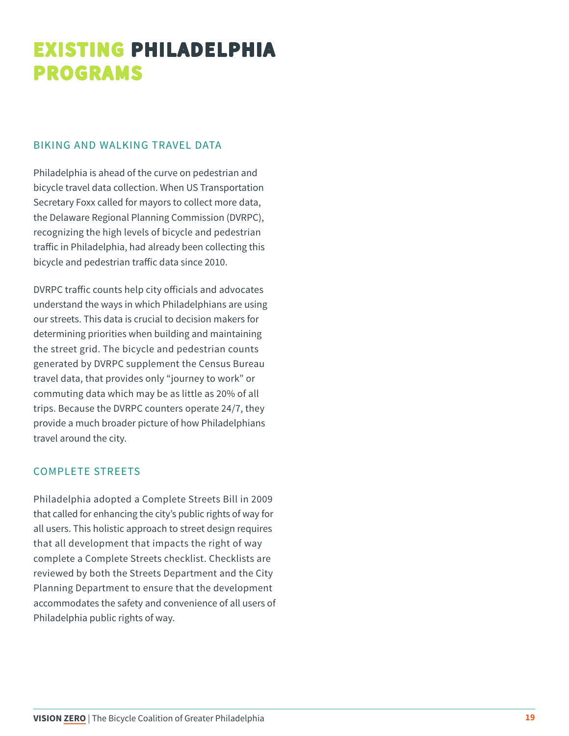# EXISTING PHILADELPHIA PROGRAMS

## BIKING AND WALKING TRAVEL DATA

Philadelphia is ahead of the curve on pedestrian and bicycle travel data collection. When US Transportation Secretary Foxx called for mayors to collect more data, the Delaware Regional Planning Commission (DVRPC), recognizing the high levels of bicycle and pedestrian traffic in Philadelphia, had already been collecting this bicycle and pedestrian traffic data since 2010.

DVRPC traffic counts help city officials and advocates understand the ways in which Philadelphians are using our streets. This data is crucial to decision makers for determining priorities when building and maintaining the street grid. The bicycle and pedestrian counts generated by DVRPC supplement the Census Bureau travel data, that provides only "journey to work" or commuting data which may be as little as 20% of all trips. Because the DVRPC counters operate 24/7, they provide a much broader picture of how Philadelphians travel around the city.

## COMPLETE STREETS

Philadelphia adopted a Complete Streets Bill in 2009 that called for enhancing the city's public rights of way for all users. This holistic approach to street design requires that all development that impacts the right of way complete a Complete Streets checklist. Checklists are reviewed by both the Streets Department and the City Planning Department to ensure that the development accommodates the safety and convenience of all users of Philadelphia public rights of way.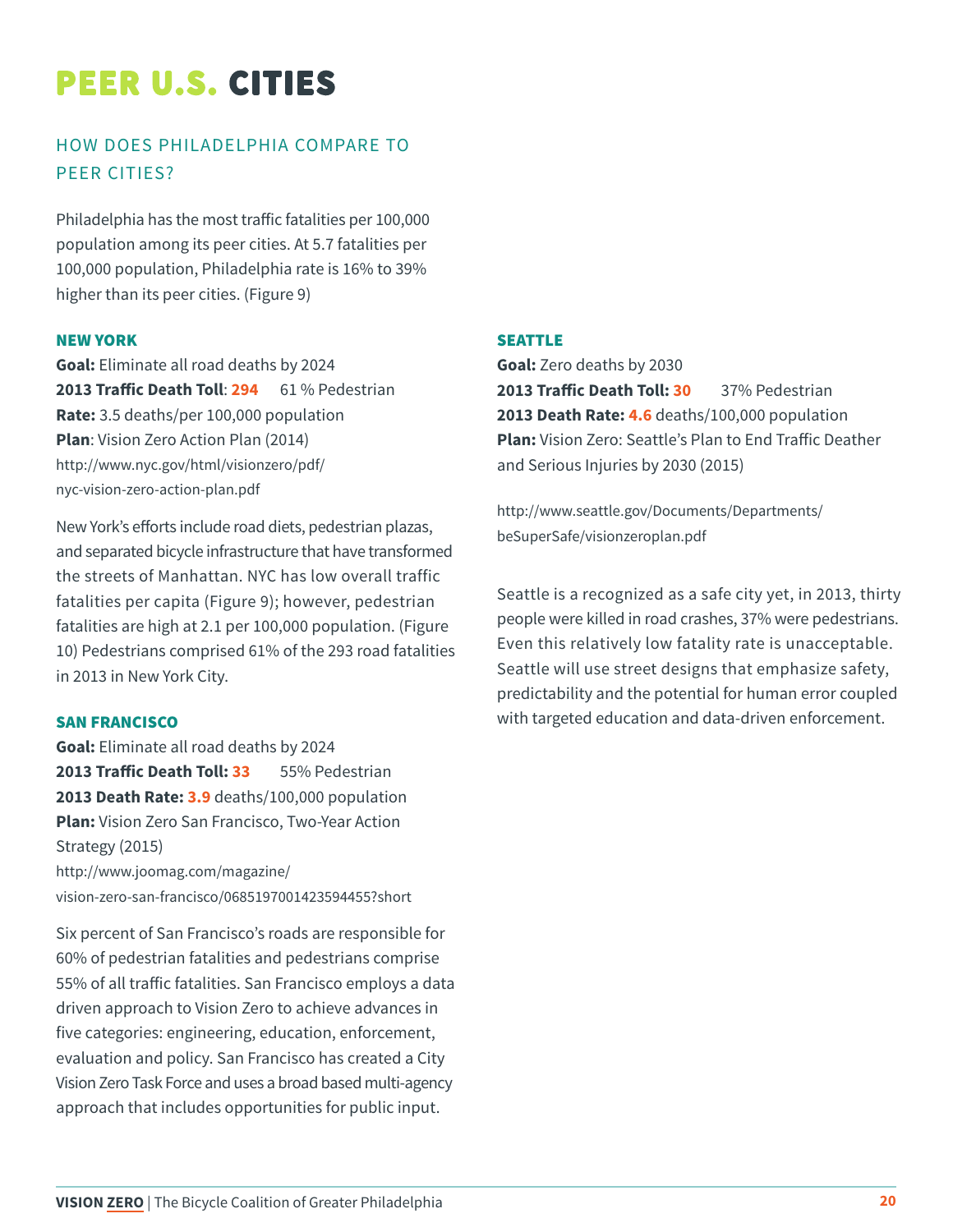# PEER U.S. CITIES

## HOW DOES PHILADELPHIA COMPARE TO PEER CITIES?

Philadelphia has the most traffic fatalities per 100,000 population among its peer cities. At 5.7 fatalities per 100,000 population, Philadelphia rate is 16% to 39% higher than its peer cities. (Figure 9)

### NEW YORK

**Goal:** Eliminate all road deaths by 2024
**2013 Traffic Death Toll**: **294** 61 % Pedestrian
**Rate:** 3.5 deaths/per 100,000 population
**Plan**: Vision Zero Action Plan (2014)
http://www.nyc.gov/html/visionzero/pdf/nyc-vision-zero-action-plan.pdf

New York's efforts include road diets, pedestrian plazas, and separated bicycle infrastructure that have transformed the streets of Manhattan. NYC has low overall traffic fatalities per capita (Figure 9); however, pedestrian fatalities are high at 2.1 per 100,000 population. (Figure 10) Pedestrians comprised 61% of the 293 road fatalities in 2013 in New York City.

### SAN FRANCISCO

**Goal:** Eliminate all road deaths by 2024
**2013 Traffic Death Toll: 33** 55% Pedestrian
**2013 Death Rate: 3.9** deaths/100,000 population
**Plan:** Vision Zero San Francisco, Two-Year Action Strategy (2015)
http://www.joomag.com/magazine/vision-zero-san-francisco/0685197001423594455?short

Six percent of San Francisco's roads are responsible for 60% of pedestrian fatalities and pedestrians comprise 55% of all traffic fatalities. San Francisco employs a data driven approach to Vision Zero to achieve advances in five categories: engineering, education, enforcement, evaluation and policy. San Francisco has created a City Vision Zero Task Force and uses a broad based multi-agency approach that includes opportunities for public input.

### SEATTLE

**Goal:** Zero deaths by 2030
**2013 Traffic Death Toll: 30** 37% Pedestrian
**2013 Death Rate: 4.6** deaths/100,000 population
**Plan:** Vision Zero: Seattle's Plan to End Traffic Deather and Serious Injuries by 2030 (2015)

http://www.seattle.gov/Documents/Departments/beSuperSafe/visionzeroplan.pdf

Seattle is a recognized as a safe city yet, in 2013, thirty people were killed in road crashes, 37% were pedestrians. Even this relatively low fatality rate is unacceptable. Seattle will use street designs that emphasize safety, predictability and the potential for human error coupled with targeted education and data-driven enforcement.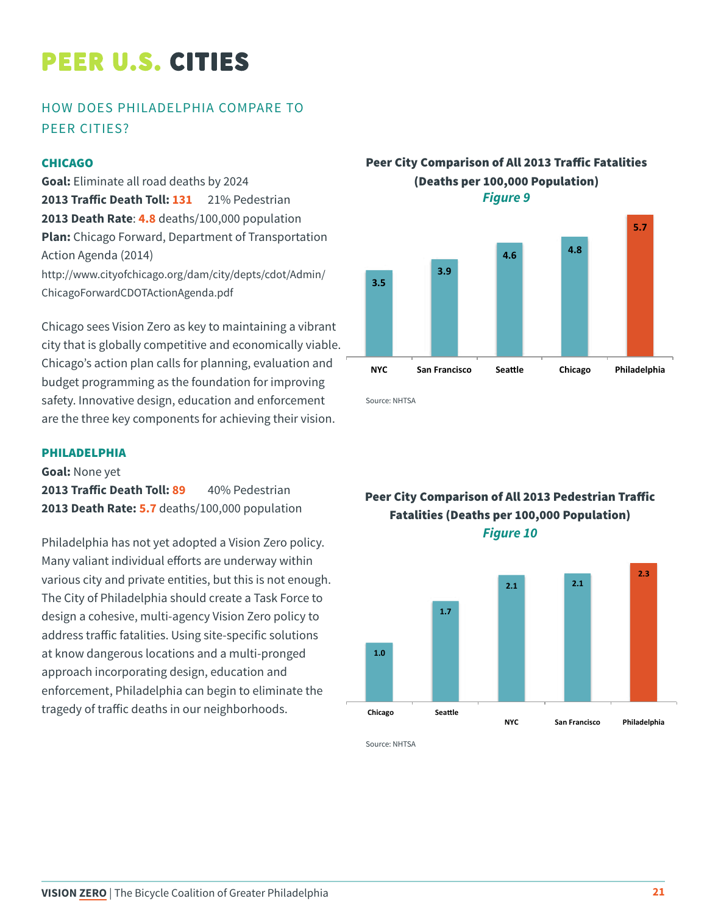# PEER U.S. CITIES

## HOW DOES PHILADELPHIA COMPARE TO PEER CITIES?

### CHICAGO

**Goal:** Eliminate all road deaths by 2024

**2013 Traffic Death Toll: 131** 21% Pedestrian

**2013 Death Rate**: **4.8** deaths/100,000 population

**Plan:** Chicago Forward, Department of Transportation Action Agenda (2014)

http://www.cityofchicago.org/dam/city/depts/cdot/Admin/ChicagoForwardCDOTActionAgenda.pdf

Chicago sees Vision Zero as key to maintaining a vibrant city that is globally competitive and economically viable. Chicago's action plan calls for planning, evaluation and budget programming as the foundation for improving safety. Innovative design, education and enforcement are the three key components for achieving their vision.

### PHILADELPHIA

**Goal:** None yet

**2013 Traffic Death Toll: 89** 40% Pedestrian

**2013 Death Rate: 5.7** deaths/100,000 population

Philadelphia has not yet adopted a Vision Zero policy. Many valiant individual efforts are underway within various city and private entities, but this is not enough. The City of Philadelphia should create a Task Force to design a cohesive, multi-agency Vision Zero policy to address traffic fatalities. Using site-specific solutions at know dangerous locations and a multi-pronged approach incorporating design, education and enforcement, Philadelphia can begin to eliminate the tragedy of traffic deaths in our neighborhoods.

**Peer City Comparison of All 2013 Traffic Fatalities (Deaths per 100,000 Population)**

*Figure 9*

| City | Deaths per 100,000 Population |
|---|---|
| NYC | 3.5 |
| San Francisco | 3.9 |
| Seattle | 4.6 |
| Chicago | 4.8 |
| Philadelphia | 5.7 |

Source: NHTSA

**Peer City Comparison of All 2013 Pedestrian Traffic Fatalities (Deaths per 100,000 Population)**

*Figure 10*

| City | Deaths per 100,000 Population |
|---|---|
| Chicago | 1.0 |
| Seattle | 1.7 |
| NYC | 2.1 |
| San Francisco | 2.1 |
| Philadelphia | 2.3 |

Source: NHTSA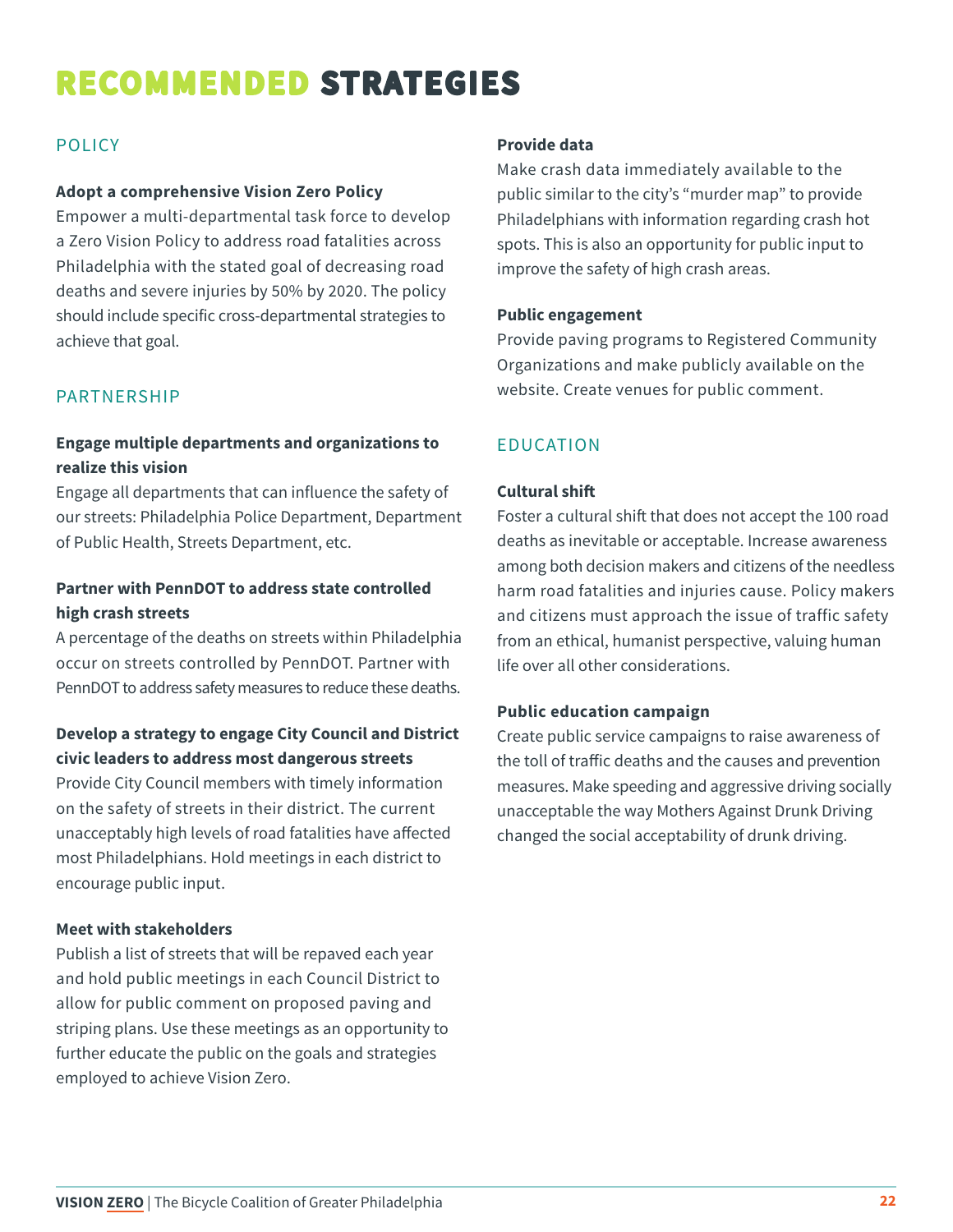# RECOMMENDED STRATEGIES

## POLICY

**Adopt a comprehensive Vision Zero Policy**

Empower a multi-departmental task force to develop a Zero Vision Policy to address road fatalities across Philadelphia with the stated goal of decreasing road deaths and severe injuries by 50% by 2020. The policy should include specific cross-departmental strategies to achieve that goal.

## PARTNERSHIP

**Engage multiple departments and organizations to realize this vision**

Engage all departments that can influence the safety of our streets: Philadelphia Police Department, Department of Public Health, Streets Department, etc.

**Partner with PennDOT to address state controlled high crash streets**

A percentage of the deaths on streets within Philadelphia occur on streets controlled by PennDOT. Partner with PennDOT to address safety measures to reduce these deaths.

**Develop a strategy to engage City Council and District civic leaders to address most dangerous streets**

Provide City Council members with timely information on the safety of streets in their district. The current unacceptably high levels of road fatalities have affected most Philadelphians. Hold meetings in each district to encourage public input.

**Meet with stakeholders**

Publish a list of streets that will be repaved each year and hold public meetings in each Council District to allow for public comment on proposed paving and striping plans. Use these meetings as an opportunity to further educate the public on the goals and strategies employed to achieve Vision Zero.

**Provide data**

Make crash data immediately available to the public similar to the city's "murder map" to provide Philadelphians with information regarding crash hot spots. This is also an opportunity for public input to improve the safety of high crash areas.

**Public engagement**

Provide paving programs to Registered Community Organizations and make publicly available on the website. Create venues for public comment.

## EDUCATION

**Cultural shift**

Foster a cultural shift that does not accept the 100 road deaths as inevitable or acceptable. Increase awareness among both decision makers and citizens of the needless harm road fatalities and injuries cause. Policy makers and citizens must approach the issue of traffic safety from an ethical, humanist perspective, valuing human life over all other considerations.

**Public education campaign**

Create public service campaigns to raise awareness of the toll of traffic deaths and the causes and prevention measures. Make speeding and aggressive driving socially unacceptable the way Mothers Against Drunk Driving changed the social acceptability of drunk driving.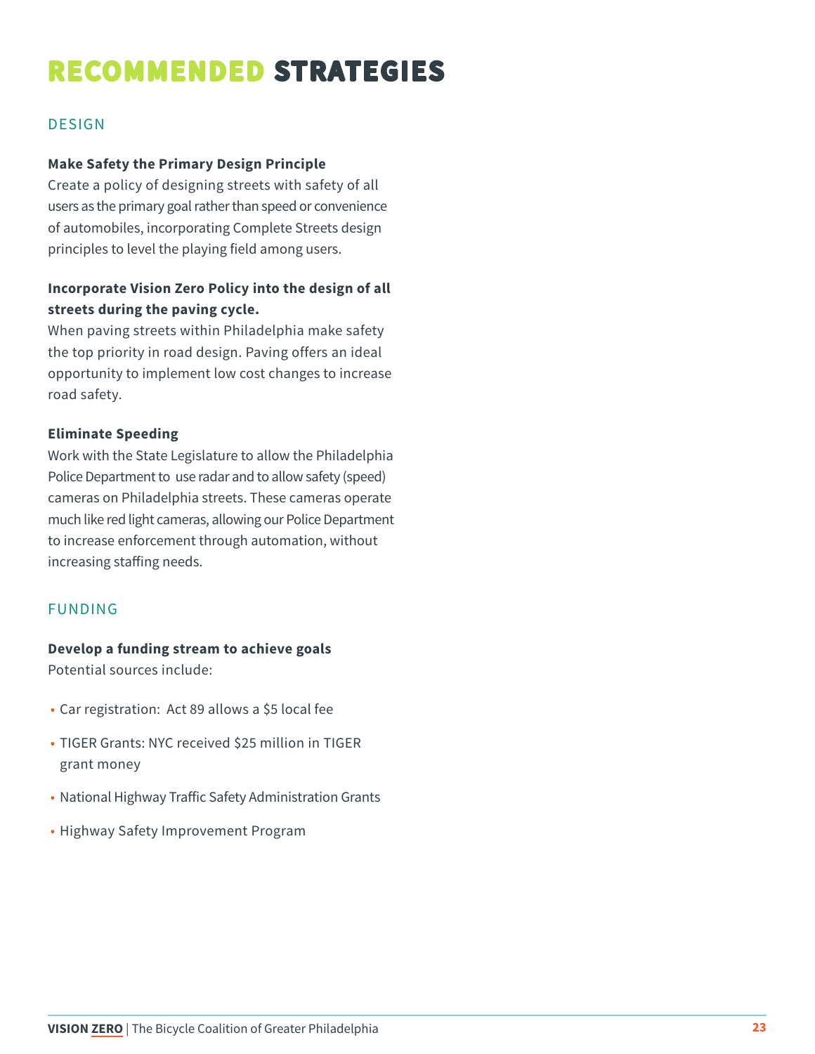# RECOMMENDED STRATEGIES

## DESIGN

**Make Safety the Primary Design Principle**
Create a policy of designing streets with safety of all users as the primary goal rather than speed or convenience of automobiles, incorporating Complete Streets design principles to level the playing field among users.

**Incorporate Vision Zero Policy into the design of all streets during the paving cycle.**
When paving streets within Philadelphia make safety the top priority in road design. Paving offers an ideal opportunity to implement low cost changes to increase road safety.

**Eliminate Speeding**
Work with the State Legislature to allow the Philadelphia Police Department to use radar and to allow safety (speed) cameras on Philadelphia streets. These cameras operate much like red light cameras, allowing our Police Department to increase enforcement through automation, without increasing staffing needs.

## FUNDING

**Develop a funding stream to achieve goals**
Potential sources include:

- Car registration: Act 89 allows a $5 local fee
- TIGER Grants: NYC received $25 million in TIGER grant money
- National Highway Traffic Safety Administration Grants
- Highway Safety Improvement Program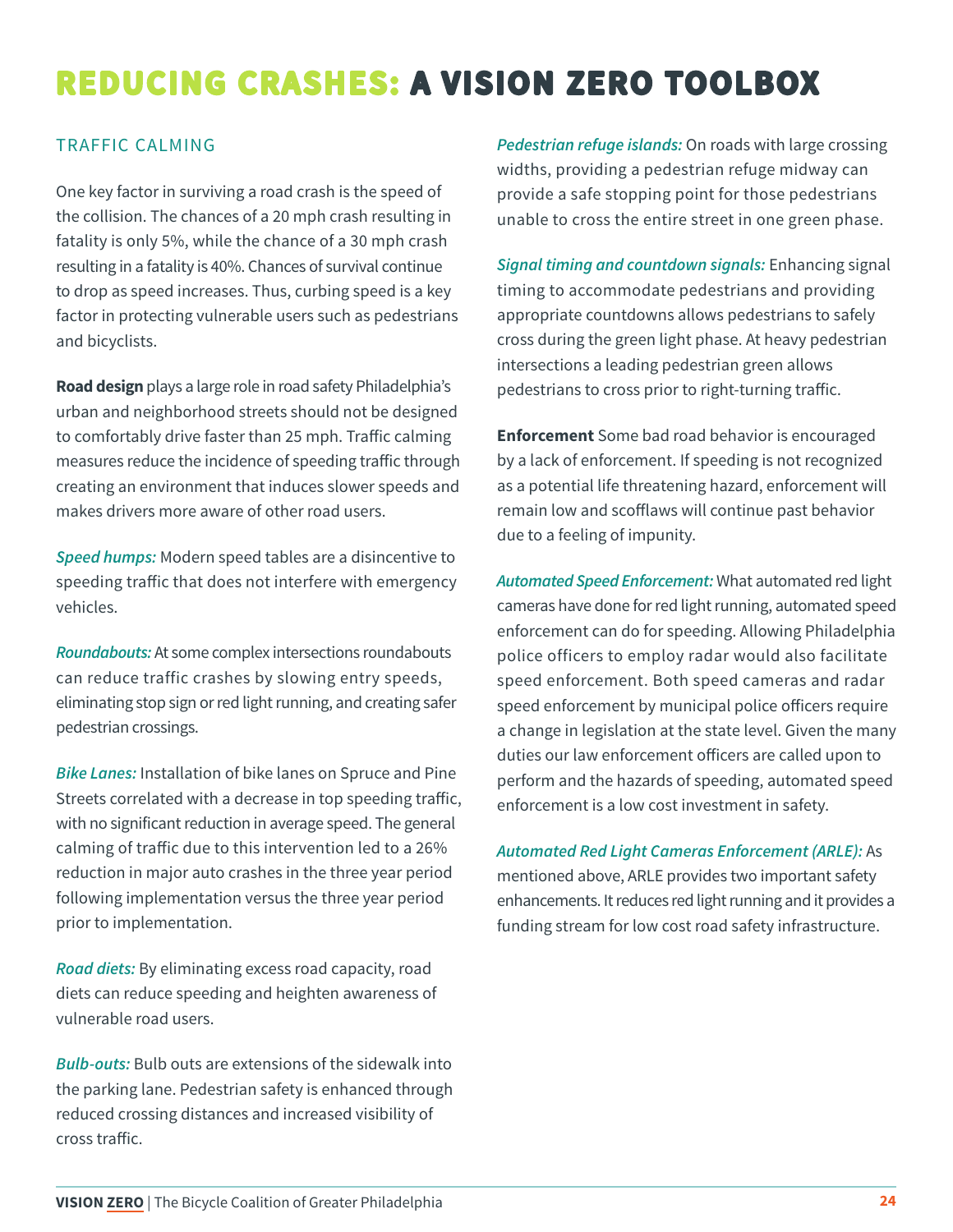# REDUCING CRASHES: A VISION ZERO TOOLBOX

## TRAFFIC CALMING

One key factor in surviving a road crash is the speed of the collision. The chances of a 20 mph crash resulting in fatality is only 5%, while the chance of a 30 mph crash resulting in a fatality is 40%. Chances of survival continue to drop as speed increases. Thus, curbing speed is a key factor in protecting vulnerable users such as pedestrians and bicyclists.

**Road design** plays a large role in road safety Philadelphia's urban and neighborhood streets should not be designed to comfortably drive faster than 25 mph. Traffic calming measures reduce the incidence of speeding traffic through creating an environment that induces slower speeds and makes drivers more aware of other road users.

*Speed humps:* Modern speed tables are a disincentive to speeding traffic that does not interfere with emergency vehicles.

*Roundabouts:* At some complex intersections roundabouts can reduce traffic crashes by slowing entry speeds, eliminating stop sign or red light running, and creating safer pedestrian crossings.

*Bike Lanes:* Installation of bike lanes on Spruce and Pine Streets correlated with a decrease in top speeding traffic, with no significant reduction in average speed. The general calming of traffic due to this intervention led to a 26% reduction in major auto crashes in the three year period following implementation versus the three year period prior to implementation.

*Road diets:* By eliminating excess road capacity, road diets can reduce speeding and heighten awareness of vulnerable road users.

*Bulb-outs:* Bulb outs are extensions of the sidewalk into the parking lane. Pedestrian safety is enhanced through reduced crossing distances and increased visibility of cross traffic.

*Pedestrian refuge islands:* On roads with large crossing widths, providing a pedestrian refuge midway can provide a safe stopping point for those pedestrians unable to cross the entire street in one green phase.

*Signal timing and countdown signals:* Enhancing signal timing to accommodate pedestrians and providing appropriate countdowns allows pedestrians to safely cross during the green light phase. At heavy pedestrian intersections a leading pedestrian green allows pedestrians to cross prior to right-turning traffic.

**Enforcement** Some bad road behavior is encouraged by a lack of enforcement. If speeding is not recognized as a potential life threatening hazard, enforcement will remain low and scofflaws will continue past behavior due to a feeling of impunity.

*Automated Speed Enforcement:* What automated red light cameras have done for red light running, automated speed enforcement can do for speeding. Allowing Philadelphia police officers to employ radar would also facilitate speed enforcement. Both speed cameras and radar speed enforcement by municipal police officers require a change in legislation at the state level. Given the many duties our law enforcement officers are called upon to perform and the hazards of speeding, automated speed enforcement is a low cost investment in safety.

*Automated Red Light Cameras Enforcement (ARLE):* As mentioned above, ARLE provides two important safety enhancements. It reduces red light running and it provides a funding stream for low cost road safety infrastructure.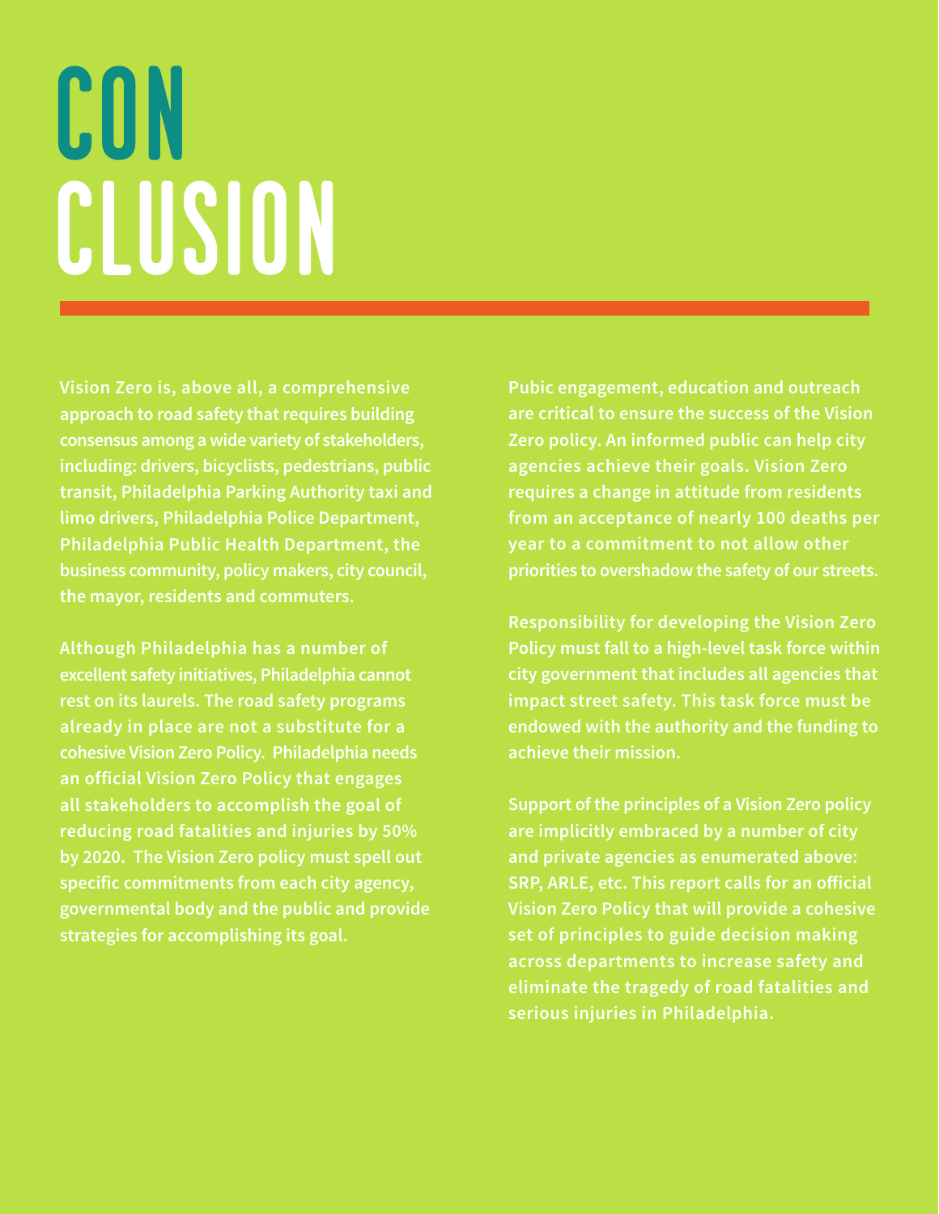# CONCLUSION

Vision Zero is, above all, a comprehensive approach to road safety that requires building consensus among a wide variety of stakeholders, including: drivers, bicyclists, pedestrians, public transit, Philadelphia Parking Authority taxi and limo drivers, Philadelphia Police Department, Philadelphia Public Health Department, the business community, policy makers, city council, the mayor, residents and commuters.

Although Philadelphia has a number of excellent safety initiatives, Philadelphia cannot rest on its laurels. The road safety programs already in place are not a substitute for a cohesive Vision Zero Policy. Philadelphia needs an official Vision Zero Policy that engages all stakeholders to accomplish the goal of reducing road fatalities and injuries by 50% by 2020. The Vision Zero policy must spell out specific commitments from each city agency, governmental body and the public and provide strategies for accomplishing its goal.

Pubic engagement, education and outreach are critical to ensure the success of the Vision Zero policy. An informed public can help city agencies achieve their goals. Vision Zero requires a change in attitude from residents from an acceptance of nearly 100 deaths per year to a commitment to not allow other priorities to overshadow the safety of our streets.

Responsibility for developing the Vision Zero Policy must fall to a high-level task force within city government that includes all agencies that impact street safety. This task force must be endowed with the authority and the funding to achieve their mission.

Support of the principles of a Vision Zero policy are implicitly embraced by a number of city and private agencies as enumerated above: SRP, ARLE, etc. This report calls for an official Vision Zero Policy that will provide a cohesive set of principles to guide decision making across departments to increase safety and eliminate the tragedy of road fatalities and serious injuries in Philadelphia.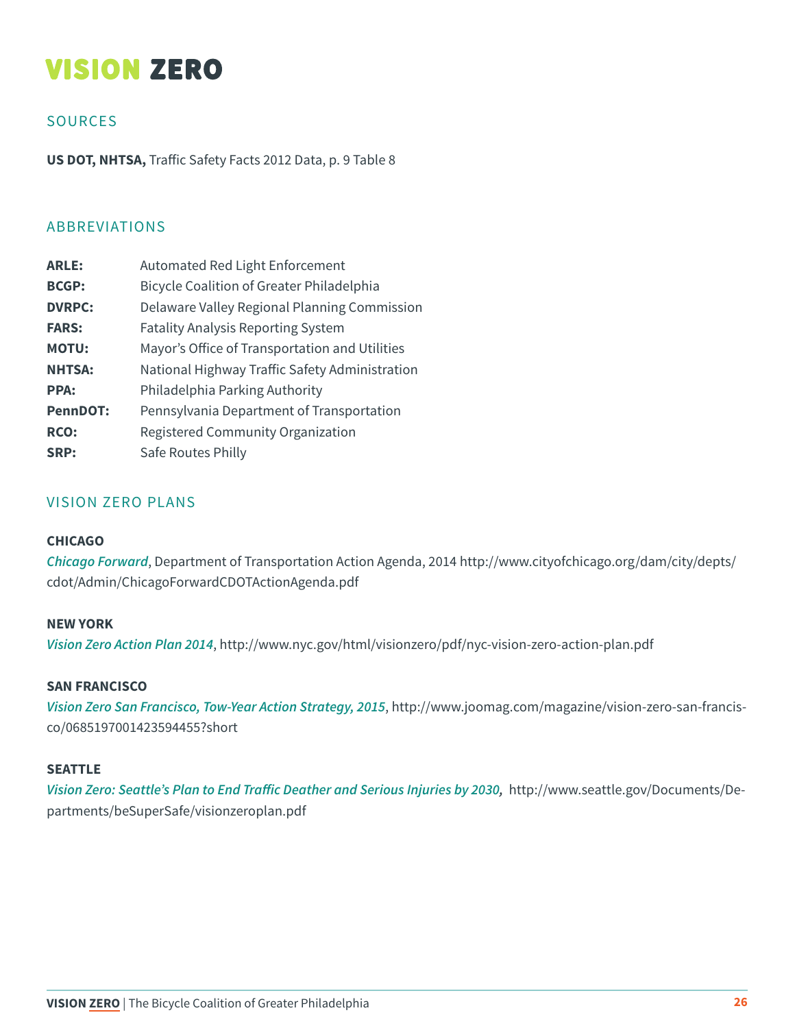# VISION ZERO

## SOURCES

**US DOT, NHTSA,** Traffic Safety Facts 2012 Data, p. 9 Table 8

## ABBREVIATIONS

| | |
|---|---|
| **ARLE:** | Automated Red Light Enforcement |
| **BCGP:** | Bicycle Coalition of Greater Philadelphia |
| **DVRPC:** | Delaware Valley Regional Planning Commission |
| **FARS:** | Fatality Analysis Reporting System |
| **MOTU:** | Mayor's Office of Transportation and Utilities |
| **NHTSA:** | National Highway Traffic Safety Administration |
| **PPA:** | Philadelphia Parking Authority |
| **PennDOT:** | Pennsylvania Department of Transportation |
| **RCO:** | Registered Community Organization |
| **SRP:** | Safe Routes Philly |

## VISION ZERO PLANS

**CHICAGO**

*Chicago Forward*, Department of Transportation Action Agenda, 2014 http://www.cityofchicago.org/dam/city/depts/cdot/Admin/ChicagoForwardCDOTActionAgenda.pdf

**NEW YORK**

*Vision Zero Action Plan 2014*, http://www.nyc.gov/html/visionzero/pdf/nyc-vision-zero-action-plan.pdf

**SAN FRANCISCO**

*Vision Zero San Francisco, Tow-Year Action Strategy, 2015*, http://www.joomag.com/magazine/vision-zero-san-francisco/0685197001423594455?short

**SEATTLE**

*Vision Zero: Seattle's Plan to End Traffic Deather and Serious Injuries by 2030*, http://www.seattle.gov/Documents/Departments/beSuperSafe/visionzeroplan.pdf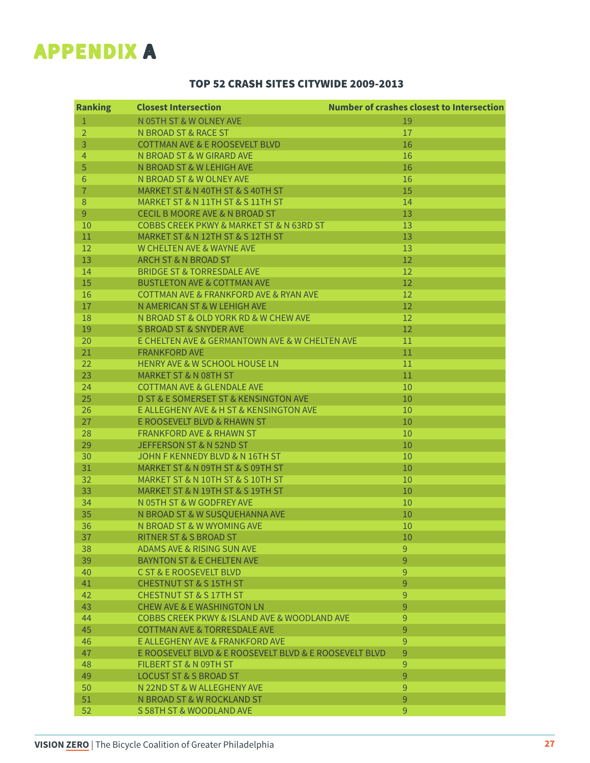# APPENDIX A

### TOP 52 CRASH SITES CITYWIDE 2009-2013

| Ranking | Closest Intersection | Number of crashes closest to Intersection |
|---|---|---|
| 1 | N 05TH ST & W OLNEY AVE | 19 |
| 2 | N BROAD ST & RACE ST | 17 |
| 3 | COTTMAN AVE & E ROOSEVELT BLVD | 16 |
| 4 | N BROAD ST & W GIRARD AVE | 16 |
| 5 | N BROAD ST & W LEHIGH AVE | 16 |
| 6 | N BROAD ST & W OLNEY AVE | 16 |
| 7 | MARKET ST & N 40TH ST & S 40TH ST | 15 |
| 8 | MARKET ST & N 11TH ST & S 11TH ST | 14 |
| 9 | CECIL B MOORE AVE & N BROAD ST | 13 |
| 10 | COBBS CREEK PKWY & MARKET ST & N 63RD ST | 13 |
| 11 | MARKET ST & N 12TH ST & S 12TH ST | 13 |
| 12 | W CHELTEN AVE & WAYNE AVE | 13 |
| 13 | ARCH ST & N BROAD ST | 12 |
| 14 | BRIDGE ST & TORRESDALE AVE | 12 |
| 15 | BUSTLETON AVE & COTTMAN AVE | 12 |
| 16 | COTTMAN AVE & FRANKFORD AVE & RYAN AVE | 12 |
| 17 | N AMERICAN ST & W LEHIGH AVE | 12 |
| 18 | N BROAD ST & OLD YORK RD & W CHEW AVE | 12 |
| 19 | S BROAD ST & SNYDER AVE | 12 |
| 20 | E CHELTEN AVE & GERMANTOWN AVE & W CHELTEN AVE | 11 |
| 21 | FRANKFORD AVE | 11 |
| 22 | HENRY AVE & W SCHOOL HOUSE LN | 11 |
| 23 | MARKET ST & N 08TH ST | 11 |
| 24 | COTTMAN AVE & GLENDALE AVE | 10 |
| 25 | D ST & E SOMERSET ST & KENSINGTON AVE | 10 |
| 26 | E ALLEGHENY AVE & H ST & KENSINGTON AVE | 10 |
| 27 | E ROOSEVELT BLVD & RHAWN ST | 10 |
| 28 | FRANKFORD AVE & RHAWN ST | 10 |
| 29 | JEFFERSON ST & N 52ND ST | 10 |
| 30 | JOHN F KENNEDY BLVD & N 16TH ST | 10 |
| 31 | MARKET ST & N 09TH ST & S 09TH ST | 10 |
| 32 | MARKET ST & N 10TH ST & S 10TH ST | 10 |
| 33 | MARKET ST & N 19TH ST & S 19TH ST | 10 |
| 34 | N 05TH ST & W GODFREY AVE | 10 |
| 35 | N BROAD ST & W SUSQUEHANNA AVE | 10 |
| 36 | N BROAD ST & W WYOMING AVE | 10 |
| 37 | RITNER ST & S BROAD ST | 10 |
| 38 | ADAMS AVE & RISING SUN AVE | 9 |
| 39 | BAYNTON ST & E CHELTEN AVE | 9 |
| 40 | C ST & E ROOSEVELT BLVD | 9 |
| 41 | CHESTNUT ST & S 15TH ST | 9 |
| 42 | CHESTNUT ST & S 17TH ST | 9 |
| 43 | CHEW AVE & E WASHINGTON LN | 9 |
| 44 | COBBS CREEK PKWY & ISLAND AVE & WOODLAND AVE | 9 |
| 45 | COTTMAN AVE & TORRESDALE AVE | 9 |
| 46 | E ALLEGHENY AVE & FRANKFORD AVE | 9 |
| 47 | E ROOSEVELT BLVD & E ROOSEVELT BLVD & E ROOSEVELT BLVD | 9 |
| 48 | FILBERT ST & N 09TH ST | 9 |
| 49 | LOCUST ST & S BROAD ST | 9 |
| 50 | N 22ND ST & W ALLEGHENY AVE | 9 |
| 51 | N BROAD ST & W ROCKLAND ST | 9 |
| 52 | S 58TH ST & WOODLAND AVE | 9 |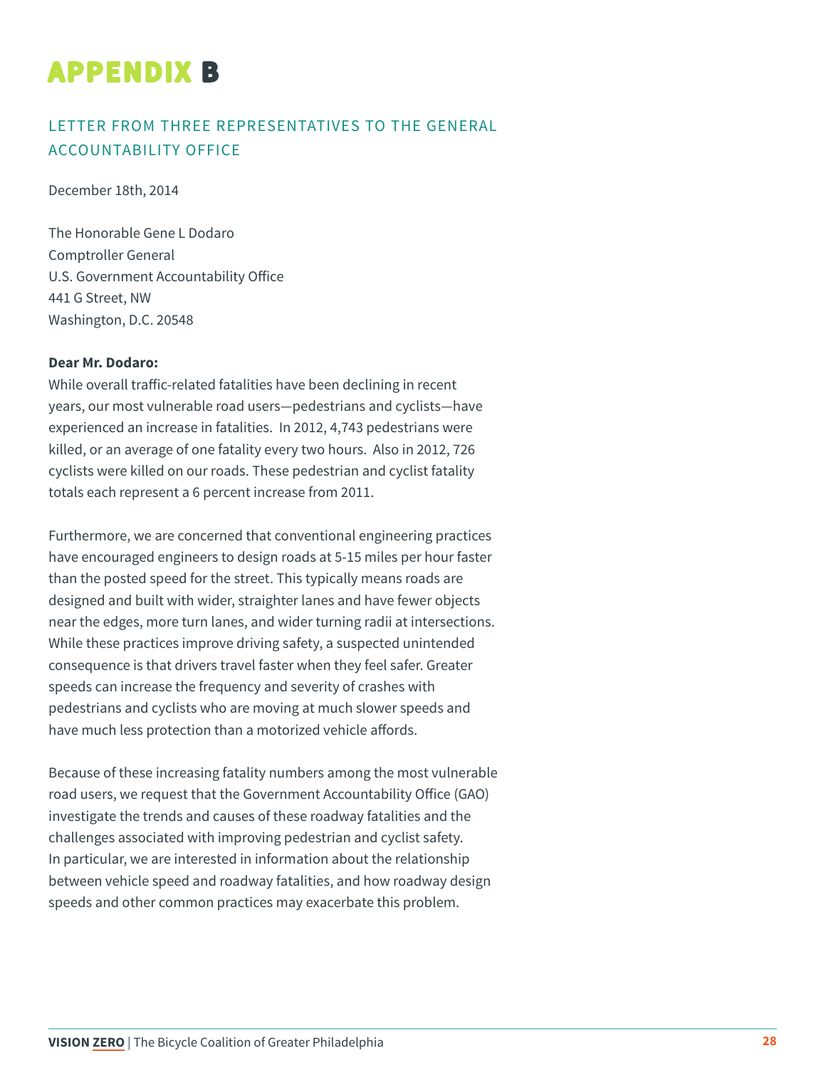# APPENDIX B

## LETTER FROM THREE REPRESENTATIVES TO THE GENERAL ACCOUNTABILITY OFFICE

December 18th, 2014

The Honorable Gene L Dodaro
Comptroller General
U.S. Government Accountability Office
441 G Street, NW
Washington, D.C. 20548

**Dear Mr. Dodaro:**
While overall traffic-related fatalities have been declining in recent years, our most vulnerable road users—pedestrians and cyclists—have experienced an increase in fatalities. In 2012, 4,743 pedestrians were killed, or an average of one fatality every two hours. Also in 2012, 726 cyclists were killed on our roads. These pedestrian and cyclist fatality totals each represent a 6 percent increase from 2011.

Furthermore, we are concerned that conventional engineering practices have encouraged engineers to design roads at 5-15 miles per hour faster than the posted speed for the street. This typically means roads are designed and built with wider, straighter lanes and have fewer objects near the edges, more turn lanes, and wider turning radii at intersections. While these practices improve driving safety, a suspected unintended consequence is that drivers travel faster when they feel safer. Greater speeds can increase the frequency and severity of crashes with pedestrians and cyclists who are moving at much slower speeds and have much less protection than a motorized vehicle affords.

Because of these increasing fatality numbers among the most vulnerable road users, we request that the Government Accountability Office (GAO) investigate the trends and causes of these roadway fatalities and the challenges associated with improving pedestrian and cyclist safety. In particular, we are interested in information about the relationship between vehicle speed and roadway fatalities, and how roadway design speeds and other common practices may exacerbate this problem.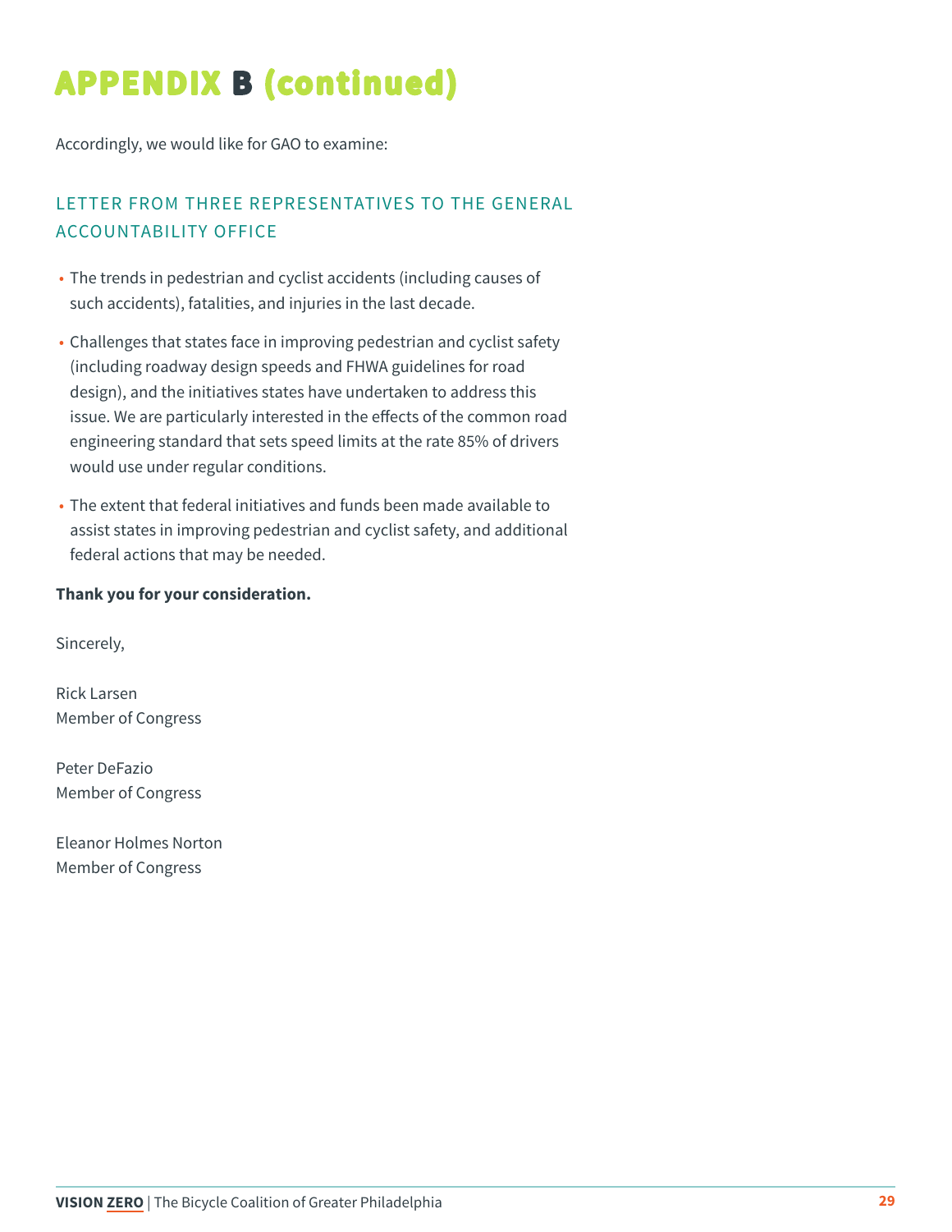# APPENDIX B (continued)

Accordingly, we would like for GAO to examine:

## LETTER FROM THREE REPRESENTATIVES TO THE GENERAL ACCOUNTABILITY OFFICE

- The trends in pedestrian and cyclist accidents (including causes of such accidents), fatalities, and injuries in the last decade.
- Challenges that states face in improving pedestrian and cyclist safety (including roadway design speeds and FHWA guidelines for road design), and the initiatives states have undertaken to address this issue. We are particularly interested in the effects of the common road engineering standard that sets speed limits at the rate 85% of drivers would use under regular conditions.
- The extent that federal initiatives and funds been made available to assist states in improving pedestrian and cyclist safety, and additional federal actions that may be needed.

**Thank you for your consideration.**

Sincerely,

Rick Larsen
Member of Congress

Peter DeFazio
Member of Congress

Eleanor Holmes Norton
Member of Congress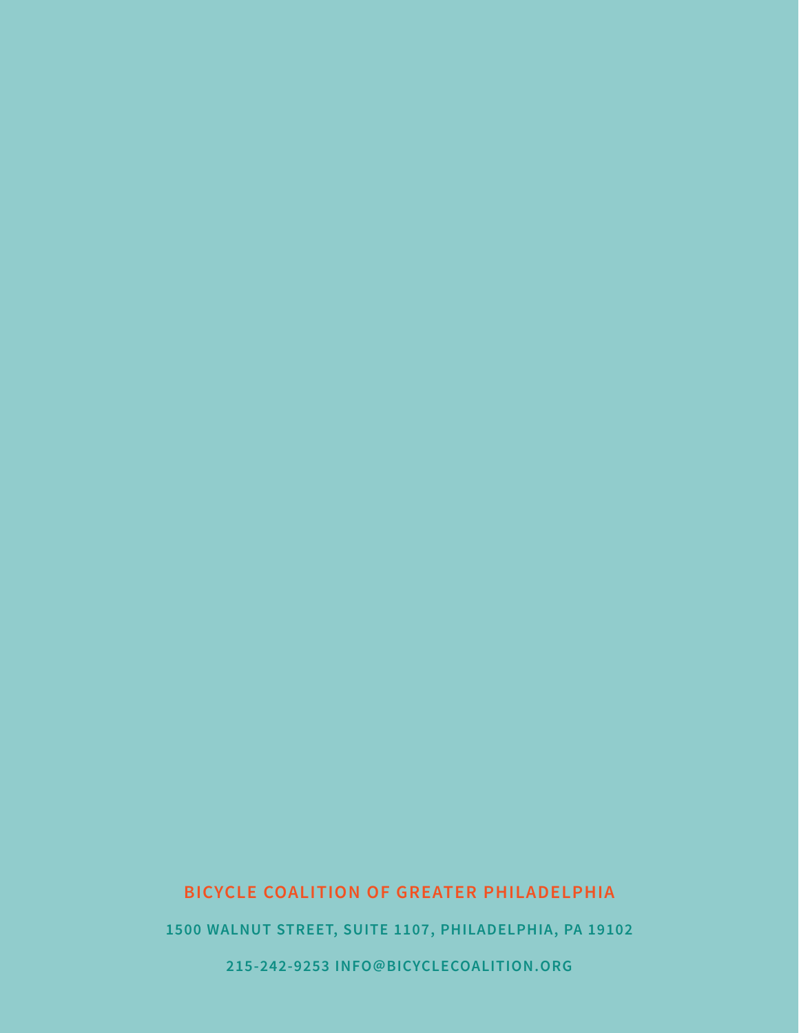**BICYCLE COALITION OF GREATER PHILADELPHIA**

**1500 WALNUT STREET, SUITE 1107, PHILADELPHIA, PA 19102**

**215-242-9253 INFO@BICYCLECOALITION.ORG**